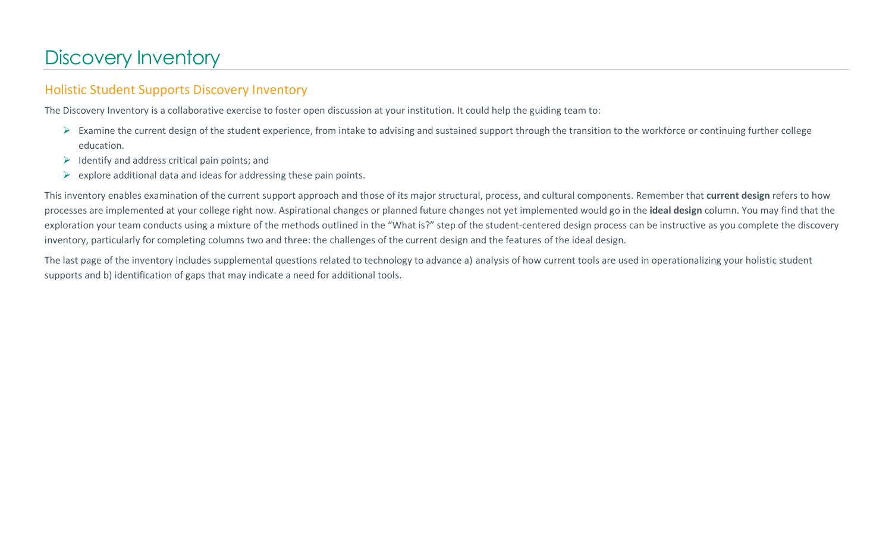# Discovery Inventory

## Holistic Student Supports Discovery Inventory

The Discovery Inventory is a collaborative exercise to foster open discussion at your institution. It could help the guiding team to:

- Examine the current design of the student experience, from intake to advising and sustained support through the transition to the workforce or continuing further college education.
- Identify and address critical pain points; and
- explore additional data and ideas for addressing these pain points.

This inventory enables examination of the current support approach and those of its major structural, process, and cultural components. Remember that **current design** refers to how processes are implemented at your college right now. Aspirational changes or planned future changes not yet implemented would go in the **ideal design** column. You may find that the exploration your team conducts using a mixture of the methods outlined in the "What is?" step of the student-centered design process can be instructive as you complete the discovery inventory, particularly for completing columns two and three: the challenges of the current design and the features of the ideal design.

The last page of the inventory includes supplemental questions related to technology to advance a) analysis of how current tools are used in operationalizing your holistic student supports and b) identification of gaps that may indicate a need for additional tools.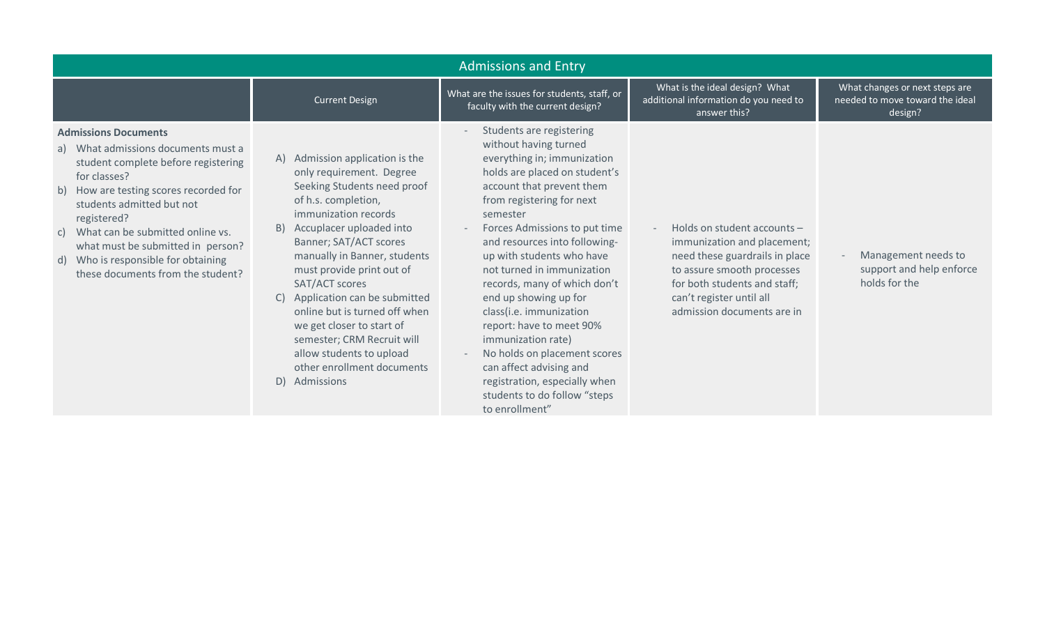| Admissions and Entry | | | | |
|---|---|---|---|---|
| | Current Design | What are the issues for students, staff, or faculty with the current design? | What is the ideal design? What additional information do you need to answer this? | What changes or next steps are needed to move toward the ideal design? |
| **Admissions Documents**<br>a) What admissions documents must a student complete before registering for classes?<br>b) How are testing scores recorded for students admitted but not registered?<br>c) What can be submitted online vs. what must be submitted in person?<br>d) Who is responsible for obtaining these documents from the student? | A) Admission application is the only requirement. Degree Seeking Students need proof of h.s. completion, immunization records<br>B) Accuplacer uploaded into Banner; SAT/ACT scores manually in Banner, students must provide print out of SAT/ACT scores<br>C) Application can be submitted online but is turned off when we get closer to start of semester; CRM Recruit will allow students to upload other enrollment documents<br>D) Admissions | - Students are registering without having turned everything in; immunization holds are placed on student's account that prevent them from registering for next semester<br>- Forces Admissions to put time and resources into following-up with students who have not turned in immunization records, many of which don't end up showing up for class(i.e. immunization report: have to meet 90% immunization rate)<br>- No holds on placement scores can affect advising and registration, especially when students to do follow "steps to enrollment" | - Holds on student accounts – immunization and placement; need these guardrails in place to assure smooth processes for both students and staff; can't register until all admission documents are in | - Management needs to support and help enforce holds for the |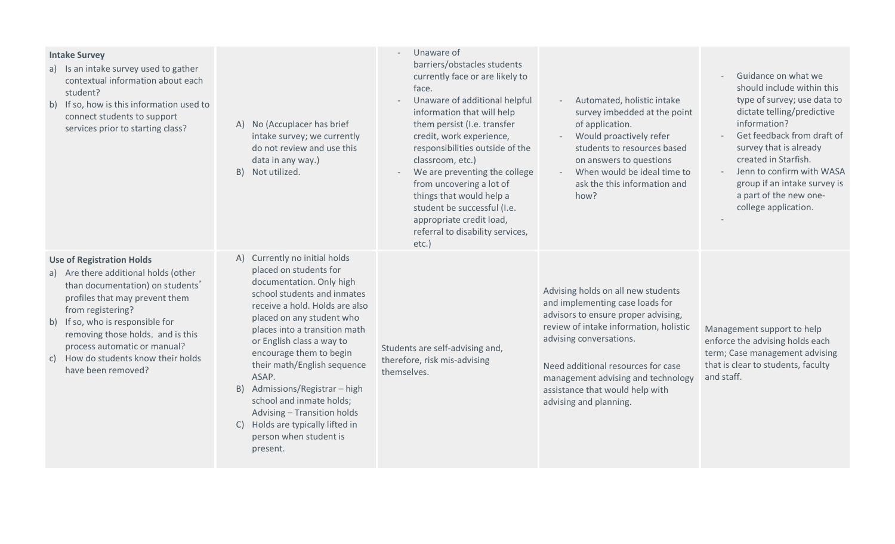| | | | | |
|---|---|---|---|---|
| **Intake Survey**<br>a) Is an intake survey used to gather contextual information about each student?<br>b) If so, how is this information used to connect students to support services prior to starting class? | A) No (Accuplacer has brief intake survey; we currently do not review and use this data in any way.)<br>B) Not utilized. | - Unaware of barriers/obstacles students currently face or are likely to face.<br>- Unaware of additional helpful information that will help them persist (I.e. transfer credit, work experience, responsibilities outside of the classroom, etc.)<br>- We are preventing the college from uncovering a lot of things that would help a student be successful (I.e. appropriate credit load, referral to disability services, etc.) | - Automated, holistic intake survey imbedded at the point of application.<br>- Would proactively refer students to resources based on answers to questions<br>- When would be ideal time to ask the this information and how? | - Guidance on what we should include within this type of survey; use data to dictate telling/predictive information?<br>- Get feedback from draft of survey that is already created in Starfish.<br>- Jenn to confirm with WASA group if an intake survey is a part of the new one-college application.<br>- |
| **Use of Registration Holds**<br>a) Are there additional holds (other than documentation) on students' profiles that may prevent them from registering?<br>b) If so, who is responsible for removing those holds, and is this process automatic or manual?<br>c) How do students know their holds have been removed? | A) Currently no initial holds placed on students for documentation. Only high school students and inmates receive a hold. Holds are also placed on any student who places into a transition math or English class a way to encourage them to begin their math/English sequence ASAP.<br>B) Admissions/Registrar – high school and inmate holds; Advising – Transition holds<br>C) Holds are typically lifted in person when student is present. | Students are self-advising and, therefore, risk mis-advising themselves. | Advising holds on all new students and implementing case loads for advisors to ensure proper advising, review of intake information, holistic advising conversations.<br><br>Need additional resources for case management advising and technology assistance that would help with advising and planning. | Management support to help enforce the advising holds each term; Case management advising that is clear to students, faculty and staff. |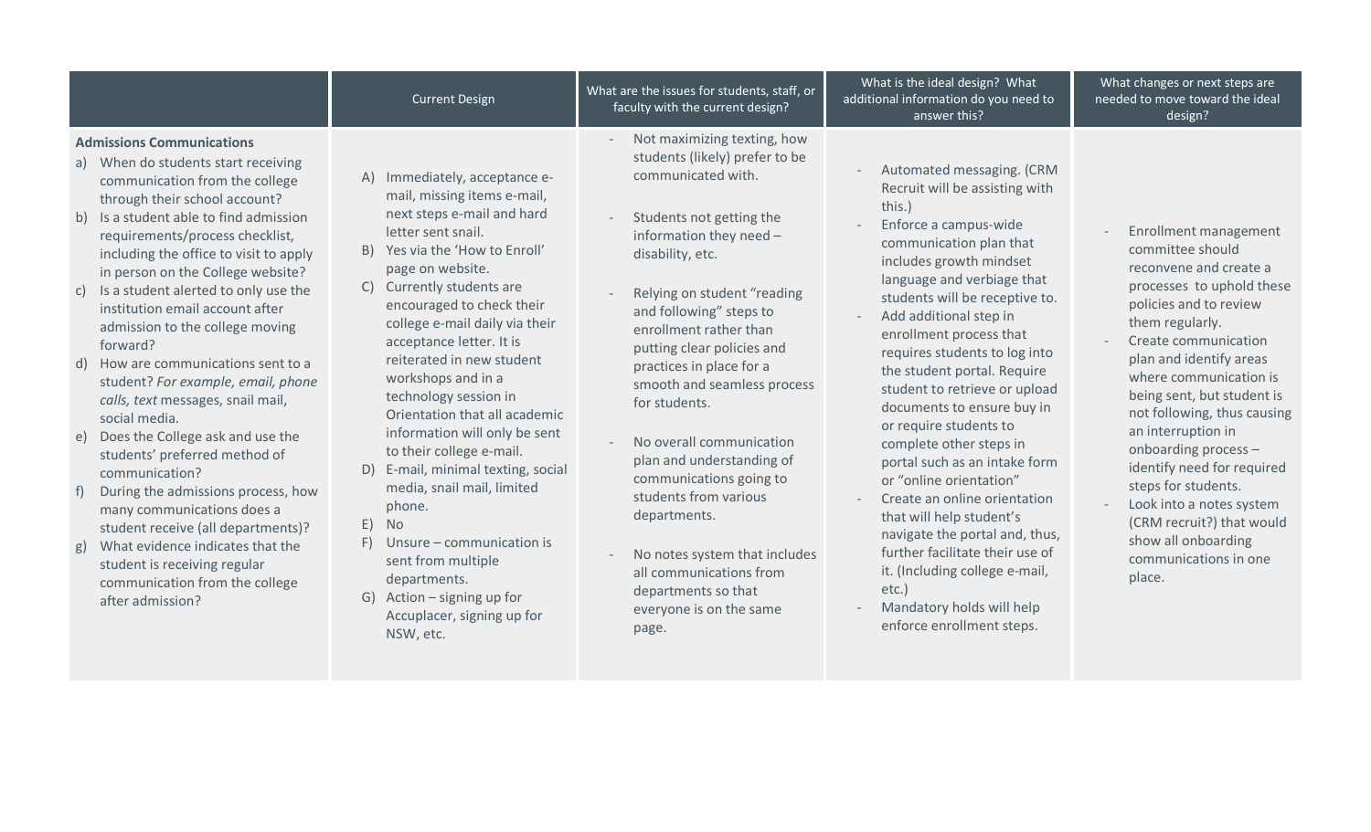| | Current Design | What are the issues for students, staff, or faculty with the current design? | What is the ideal design? What additional information do you need to answer this? | What changes or next steps are needed to move toward the ideal design? |
|---|---|---|---|---|
| **Admissions Communications**<br>a) When do students start receiving communication from the college through their school account?<br>b) Is a student able to find admission requirements/process checklist, including the office to visit to apply in person on the College website?<br>c) Is a student alerted to only use the institution email account after admission to the college moving forward?<br>d) How are communications sent to a student? *For example, email, phone calls, text* messages, snail mail, social media.<br>e) Does the College ask and use the students' preferred method of communication?<br>f) During the admissions process, how many communications does a student receive (all departments)?<br>g) What evidence indicates that the student is receiving regular communication from the college after admission? | A) Immediately, acceptance e-mail, missing items e-mail, next steps e-mail and hard letter sent snail.<br>B) Yes via the 'How to Enroll' page on website.<br>C) Currently students are encouraged to check their college e-mail daily via their acceptance letter. It is reiterated in new student workshops and in a technology session in Orientation that all academic information will only be sent to their college e-mail.<br>D) E-mail, minimal texting, social media, snail mail, limited phone.<br>E) No<br>F) Unsure – communication is sent from multiple departments.<br>G) Action – signing up for Accuplacer, signing up for NSW, etc. | - Not maximizing texting, how students (likely) prefer to be communicated with.<br>- Students not getting the information they need – disability, etc.<br>- Relying on student "reading and following" steps to enrollment rather than putting clear policies and practices in place for a smooth and seamless process for students.<br>- No overall communication plan and understanding of communications going to students from various departments.<br>- No notes system that includes all communications from departments so that everyone is on the same page. | - Automated messaging. (CRM Recruit will be assisting with this.)<br>- Enforce a campus-wide communication plan that includes growth mindset language and verbiage that students will be receptive to.<br>- Add additional step in enrollment process that requires students to log into the student portal. Require student to retrieve or upload documents to ensure buy in or require students to complete other steps in portal such as an intake form or "online orientation"<br>- Create an online orientation that will help student's navigate the portal and, thus, further facilitate their use of it. (Including college e-mail, etc.)<br>- Mandatory holds will help enforce enrollment steps. | - Enrollment management committee should reconvene and create a processes to uphold these policies and to review them regularly.<br>- Create communication plan and identify areas where communication is being sent, but student is not following, thus causing an interruption in onboarding process – identify need for required steps for students.<br>- Look into a notes system (CRM recruit?) that would show all onboarding communications in one place. |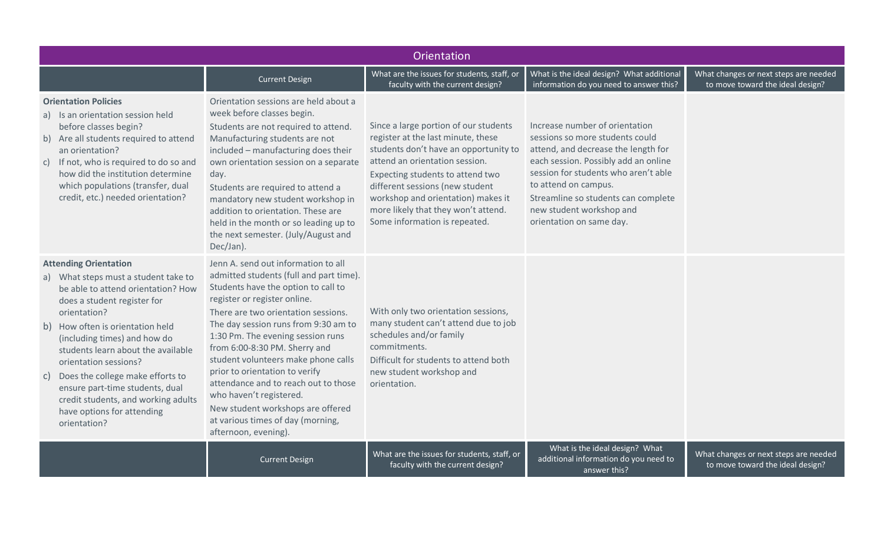| Orientation | | | | |
|---|---|---|---|---|
| | Current Design | What are the issues for students, staff, or faculty with the current design? | What is the ideal design? What additional information do you need to answer this? | What changes or next steps are needed to move toward the ideal design? |
| **Orientation Policies**<br>a) Is an orientation session held before classes begin?<br>b) Are all students required to attend an orientation?<br>c) If not, who is required to do so and how did the institution determine which populations (transfer, dual credit, etc.) needed orientation? | Orientation sessions are held about a week before classes begin.<br>Students are not required to attend. Manufacturing students are not included – manufacturing does their own orientation session on a separate day.<br>Students are required to attend a mandatory new student workshop in addition to orientation. These are held in the month or so leading up to the next semester. (July/August and Dec/Jan). | Since a large portion of our students register at the last minute, these students don't have an opportunity to attend an orientation session.<br>Expecting students to attend two different sessions (new student workshop and orientation) makes it more likely that they won't attend. Some information is repeated. | Increase number of orientation sessions so more students could attend, and decrease the length for each session. Possibly add an online session for students who aren't able to attend on campus.<br>Streamline so students can complete new student workshop and orientation on same day. | |
| **Attending Orientation**<br>a) What steps must a student take to be able to attend orientation? How does a student register for orientation?<br>b) How often is orientation held (including times) and how do students learn about the available orientation sessions?<br>c) Does the college make efforts to ensure part-time students, dual credit students, and working adults have options for attending orientation? | Jenn A. send out information to all admitted students (full and part time). Students have the option to call to register or register online.<br>There are two orientation sessions. The day session runs from 9:30 am to 1:30 Pm. The evening session runs from 6:00-8:30 PM. Sherry and student volunteers make phone calls prior to orientation to verify attendance and to reach out to those who haven't registered.<br>New student workshops are offered at various times of day (morning, afternoon, evening). | With only two orientation sessions, many student can't attend due to job schedules and/or family commitments.<br>Difficult for students to attend both new student workshop and orientation. | | |
| | Current Design | What are the issues for students, staff, or faculty with the current design? | What is the ideal design? What additional information do you need to answer this? | What changes or next steps are needed to move toward the ideal design? |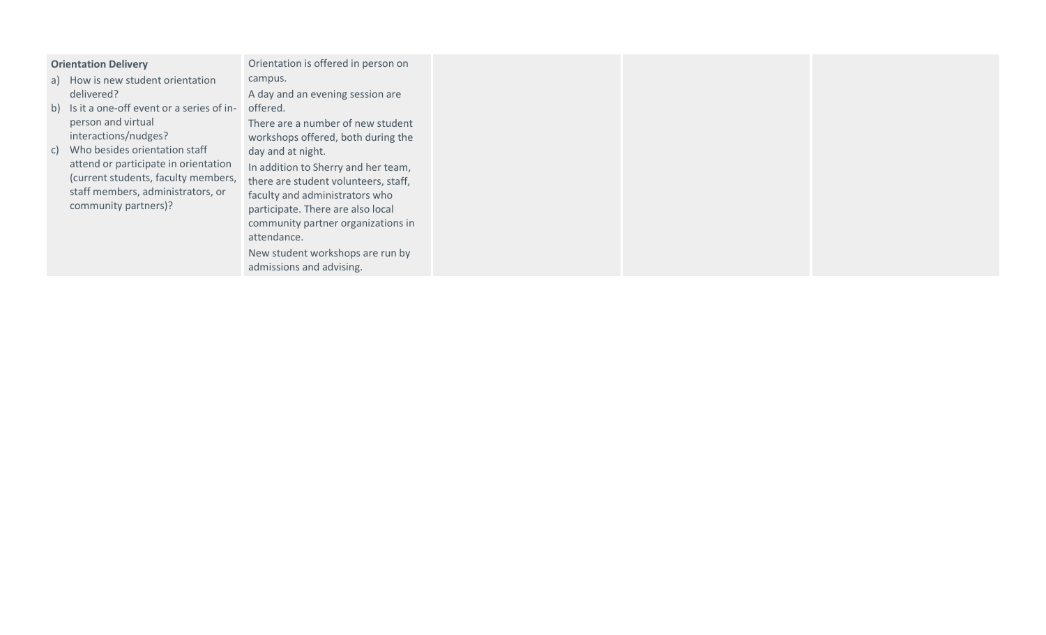| | | | | |
|---|---|---|---|---|
| **Orientation Delivery**<br>a) How is new student orientation delivered?<br>b) Is it a one-off event or a series of in-person and virtual interactions/nudges?<br>c) Who besides orientation staff attend or participate in orientation (current students, faculty members, staff members, administrators, or community partners)? | Orientation is offered in person on campus.<br>A day and an evening session are offered.<br>There are a number of new student workshops offered, both during the day and at night.<br>In addition to Sherry and her team, there are student volunteers, staff, faculty and administrators who participate. There are also local community partner organizations in attendance.<br>New student workshops are run by admissions and advising. | | | |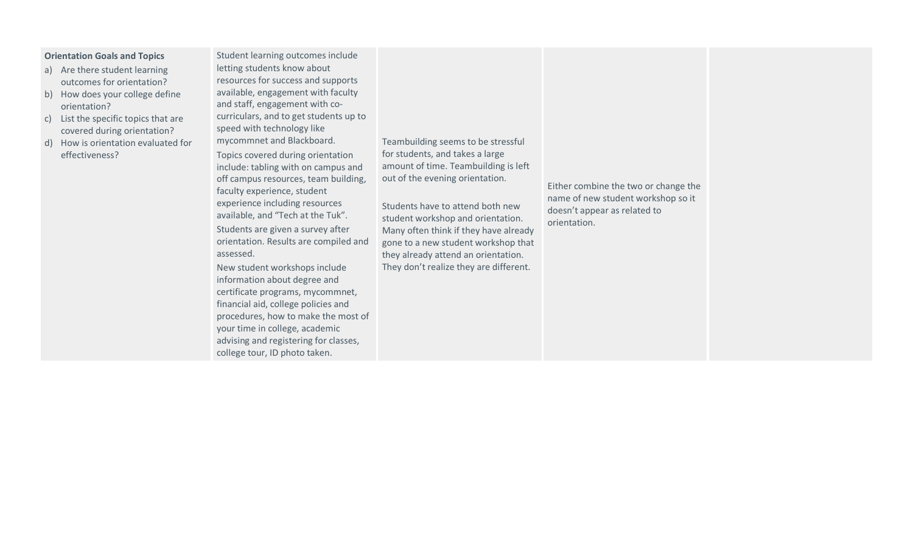| **Orientation Goals and Topics**<br>a) Are there student learning outcomes for orientation?<br>b) How does your college define orientation?<br>c) List the specific topics that are covered during orientation?<br>d) How is orientation evaluated for effectiveness? | Student learning outcomes include letting students know about resources for success and supports available, engagement with faculty and staff, engagement with co-curriculars, and to get students up to speed with technology like mycommnet and Blackboard.<br>Topics covered during orientation include: tabling with on campus and off campus resources, team building, faculty experience, student experience including resources available, and "Tech at the Tuk".<br>Students are given a survey after orientation. Results are compiled and assessed.<br>New student workshops include information about degree and certificate programs, mycommnet, financial aid, college policies and procedures, how to make the most of your time in college, academic advising and registering for classes, college tour, ID photo taken. | Teambuilding seems to be stressful for students, and takes a large amount of time. Teambuilding is left out of the evening orientation.<br><br>Students have to attend both new student workshop and orientation. Many often think if they have already gone to a new student workshop that they already attend an orientation. They don't realize they are different. | Either combine the two or change the name of new student workshop so it doesn't appear as related to orientation. | |
|---|---|---|---|---|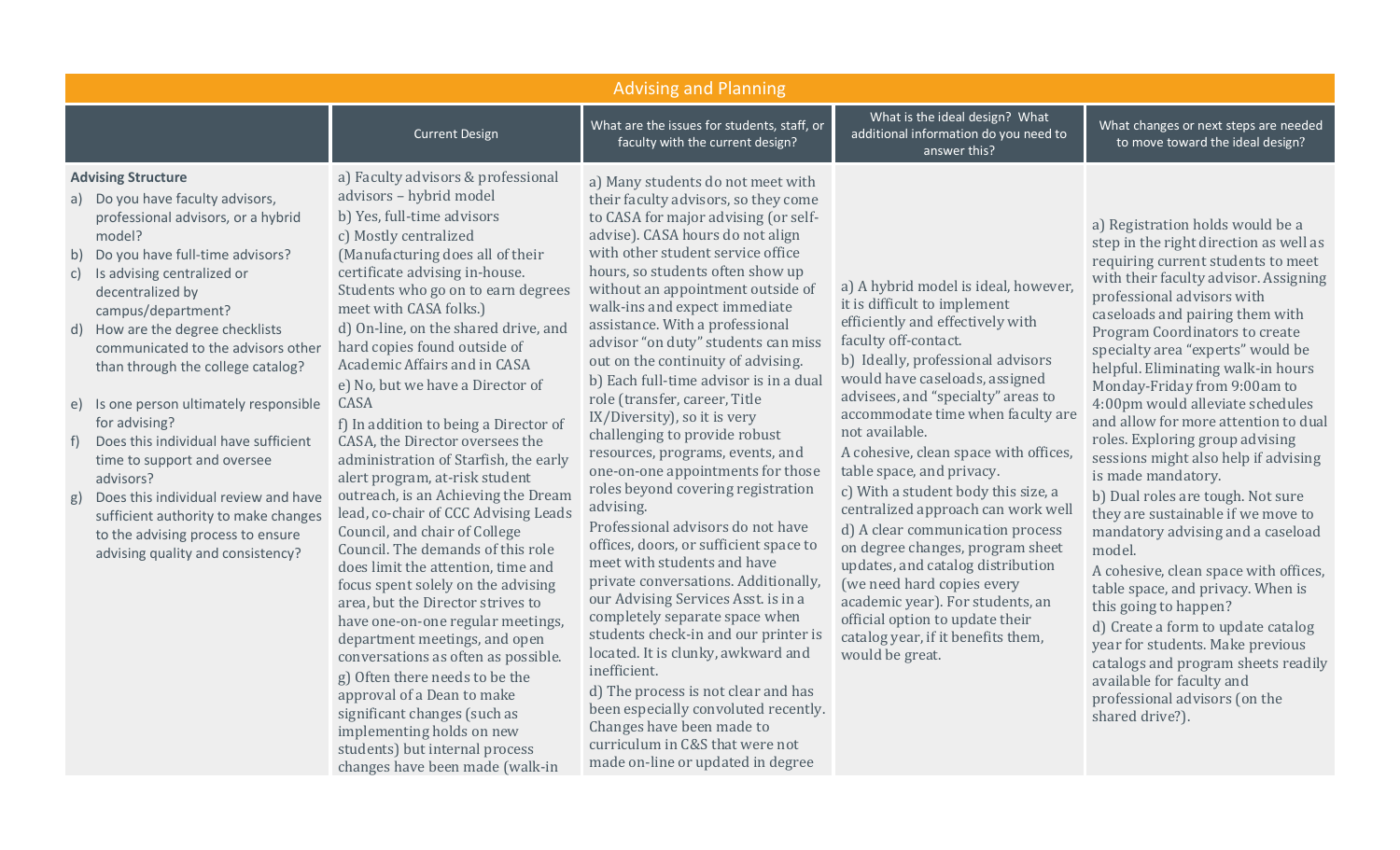| Advising and Planning | | | | |
|---|---|---|---|---|
| | Current Design | What are the issues for students, staff, or faculty with the current design? | What is the ideal design? What additional information do you need to answer this? | What changes or next steps are needed to move toward the ideal design? |
| **Advising Structure**<br>a) Do you have faculty advisors, professional advisors, or a hybrid model?<br>b) Do you have full-time advisors?<br>c) Is advising centralized or decentralized by campus/department?<br>d) How are the degree checklists communicated to the advisors other than through the college catalog?<br>e) Is one person ultimately responsible for advising?<br>f) Does this individual have sufficient time to support and oversee advisors?<br>g) Does this individual review and have sufficient authority to make changes to the advising process to ensure advising quality and consistency? | a) Faculty advisors & professional advisors – hybrid model<br>b) Yes, full-time advisors<br>c) Mostly centralized (Manufacturing does all of their certificate advising in-house. Students who go on to earn degrees meet with CASA folks.)<br>d) On-line, on the shared drive, and hard copies found outside of Academic Affairs and in CASA<br>e) No, but we have a Director of CASA<br>f) In addition to being a Director of CASA, the Director oversees the administration of Starfish, the early alert program, at-risk student outreach, is an Achieving the Dream lead, co-chair of CCC Advising Leads Council, and chair of College Council. The demands of this role does limit the attention, time and focus spent solely on the advising area, but the Director strives to have one-on-one regular meetings, department meetings, and open conversations as often as possible.<br>g) Often there needs to be the approval of a Dean to make significant changes (such as implementing holds on new students) but internal process changes have been made (walk-in | a) Many students do not meet with their faculty advisors, so they come to CASA for major advising (or self-advise). CASA hours do not align with other student service office hours, so students often show up without an appointment outside of walk-ins and expect immediate assistance. With a professional advisor "on duty" students can miss out on the continuity of advising.<br>b) Each full-time advisor is in a dual role (transfer, career, Title IX/Diversity), so it is very challenging to provide robust resources, programs, events, and one-on-one appointments for those roles beyond covering registration advising.<br>Professional advisors do not have offices, doors, or sufficient space to meet with students and have private conversations. Additionally, our Advising Services Asst. is in a completely separate space when students check-in and our printer is located. It is clunky, awkward and inefficient.<br>d) The process is not clear and has been especially convoluted recently. Changes have been made to curriculum in C&S that were not made on-line or updated in degree | a) A hybrid model is ideal, however, it is difficult to implement efficiently and effectively with faculty off-contact.<br>b) Ideally, professional advisors would have caseloads, assigned advisees, and "specialty" areas to accommodate time when faculty are not available.<br>A cohesive, clean space with offices, table space, and privacy.<br>c) With a student body this size, a centralized approach can work well<br>d) A clear communication process on degree changes, program sheet updates, and catalog distribution (we need hard copies every academic year). For students, an official option to update their catalog year, if it benefits them, would be great. | a) Registration holds would be a step in the right direction as well as requiring current students to meet with their faculty advisor. Assigning professional advisors with caseloads and pairing them with Program Coordinators to create specialty area "experts" would be helpful. Eliminating walk-in hours Monday-Friday from 9:00am to 4:00pm would alleviate schedules and allow for more attention to dual roles. Exploring group advising sessions might also help if advising is made mandatory.<br>b) Dual roles are tough. Not sure they are sustainable if we move to mandatory advising and a caseload model.<br>A cohesive, clean space with offices, table space, and privacy. When is this going to happen?<br>d) Create a form to update catalog year for students. Make previous catalogs and program sheets readily available for faculty and professional advisors (on the shared drive?). |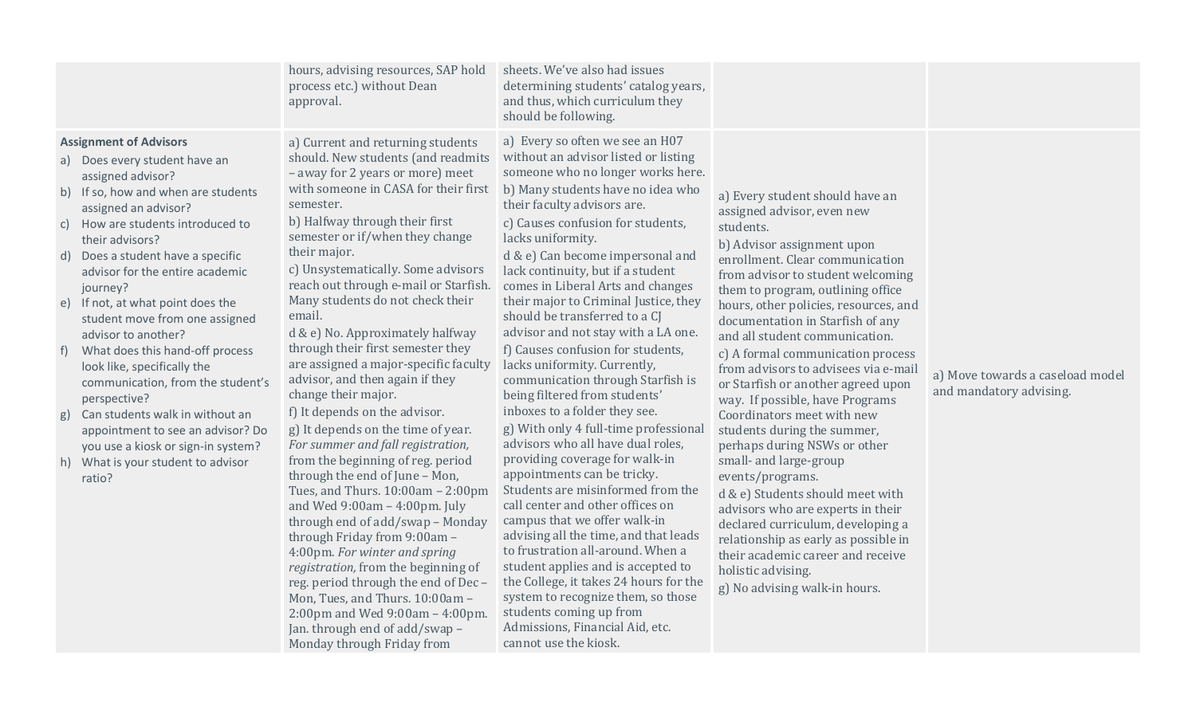| | | | | |
|---|---|---|---|---|
| | hours, advising resources, SAP hold process etc.) without Dean approval. | sheets. We've also had issues determining students' catalog years, and thus, which curriculum they should be following. | | |
| **Assignment of Advisors**<br>a) Does every student have an assigned advisor?<br>b) If so, how and when are students assigned an advisor?<br>c) How are students introduced to their advisors?<br>d) Does a student have a specific advisor for the entire academic journey?<br>e) If not, at what point does the student move from one assigned advisor to another?<br>f) What does this hand-off process look like, specifically the communication, from the student's perspective?<br>g) Can students walk in without an appointment to see an advisor? Do you use a kiosk or sign-in system?<br>h) What is your student to advisor ratio? | a) Current and returning students should. New students (and readmits – away for 2 years or more) meet with someone in CASA for their first semester.<br>b) Halfway through their first semester or if/when they change their major.<br>c) Unsystematically. Some advisors reach out through e-mail or Starfish. Many students do not check their email.<br>d & e) No. Approximately halfway through their first semester they are assigned a major-specific faculty advisor, and then again if they change their major.<br>f) It depends on the advisor.<br>g) It depends on the time of year. *For summer and fall registration,* from the beginning of reg. period through the end of June – Mon, Tues, and Thurs. 10:00am – 2:00pm and Wed 9:00am – 4:00pm. July through end of add/swap – Monday through Friday from 9:00am – 4:00pm. *For winter and spring registration,* from the beginning of reg. period through the end of Dec – Mon, Tues, and Thurs. 10:00am – 2:00pm and Wed 9:00am – 4:00pm. Jan. through end of add/swap – Monday through Friday from | a) Every so often we see an H07 without an advisor listed or listing someone who no longer works here.<br>b) Many students have no idea who their faculty advisors are.<br>c) Causes confusion for students, lacks uniformity.<br>d & e) Can become impersonal and lack continuity, but if a student comes in Liberal Arts and changes their major to Criminal Justice, they should be transferred to a CJ advisor and not stay with a LA one.<br>f) Causes confusion for students, lacks uniformity. Currently, communication through Starfish is being filtered from students' inboxes to a folder they see.<br>g) With only 4 full-time professional advisors who all have dual roles, providing coverage for walk-in appointments can be tricky. Students are misinformed from the call center and other offices on campus that we offer walk-in advising all the time, and that leads to frustration all-around. When a student applies and is accepted to the College, it takes 24 hours for the system to recognize them, so those students coming up from Admissions, Financial Aid, etc. cannot use the kiosk. | a) Every student should have an assigned advisor, even new students.<br>b) Advisor assignment upon enrollment. Clear communication from advisor to student welcoming them to program, outlining office hours, other policies, resources, and documentation in Starfish of any and all student communication.<br>c) A formal communication process from advisors to advisees via e-mail or Starfish or another agreed upon way. If possible, have Programs Coordinators meet with new students during the summer, perhaps during NSWs or other small- and large-group events/programs.<br>d & e) Students should meet with advisors who are experts in their declared curriculum, developing a relationship as early as possible in their academic career and receive holistic advising.<br>g) No advising walk-in hours. | a) Move towards a caseload model and mandatory advising. |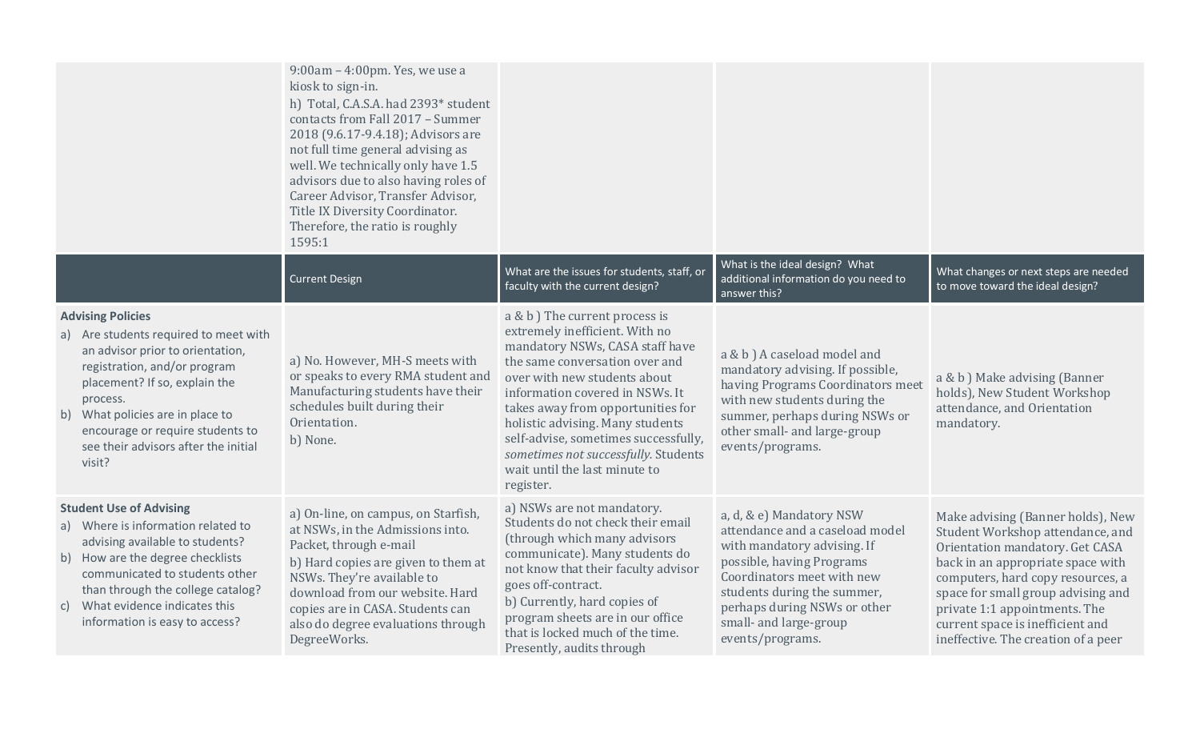| | | | | |
|---|---|---|---|---|
| | 9:00am – 4:00pm. Yes, we use a kiosk to sign-in.<br>h) Total, C.A.S.A. had 2393* student contacts from Fall 2017 – Summer 2018 (9.6.17-9.4.18); Advisors are not full time general advising as well. We technically only have 1.5 advisors due to also having roles of Career Advisor, Transfer Advisor, Title IX Diversity Coordinator. Therefore, the ratio is roughly 1595:1 | | | |
| | **Current Design** | **What are the issues for students, staff, or faculty with the current design?** | **What is the ideal design? What additional information do you need to answer this?** | **What changes or next steps are needed to move toward the ideal design?** |
| **Advising Policies**<br>a) Are students required to meet with an advisor prior to orientation, registration, and/or program placement? If so, explain the process.<br>b) What policies are in place to encourage or require students to see their advisors after the initial visit? | a) No. However, MH-S meets with or speaks to every RMA student and Manufacturing students have their schedules built during their Orientation.<br>b) None. | a & b ) The current process is extremely inefficient. With no mandatory NSWs, CASA staff have the same conversation over and over with new students about information covered in NSWs. It takes away from opportunities for holistic advising. Many students self-advise, sometimes successfully, *sometimes not successfully.* Students wait until the last minute to register. | a & b ) A caseload model and mandatory advising. If possible, having Programs Coordinators meet with new students during the summer, perhaps during NSWs or other small- and large-group events/programs. | a & b ) Make advising (Banner holds), New Student Workshop attendance, and Orientation mandatory. |
| **Student Use of Advising**<br>a) Where is information related to advising available to students?<br>b) How are the degree checklists communicated to students other than through the college catalog?<br>c) What evidence indicates this information is easy to access? | a) On-line, on campus, on Starfish, at NSWs, in the Admissions into. Packet, through e-mail<br>b) Hard copies are given to them at NSWs. They're available to download from our website. Hard copies are in CASA. Students can also do degree evaluations through DegreeWorks. | a) NSWs are not mandatory. Students do not check their email (through which many advisors communicate). Many students do not know that their faculty advisor goes off-contract.<br>b) Currently, hard copies of program sheets are in our office that is locked much of the time. Presently, audits through | a, d, & e) Mandatory NSW attendance and a caseload model with mandatory advising. If possible, having Programs Coordinators meet with new students during the summer, perhaps during NSWs or other small- and large-group events/programs. | Make advising (Banner holds), New Student Workshop attendance, and Orientation mandatory. Get CASA back in an appropriate space with computers, hard copy resources, a space for small group advising and private 1:1 appointments. The current space is inefficient and ineffective. The creation of a peer |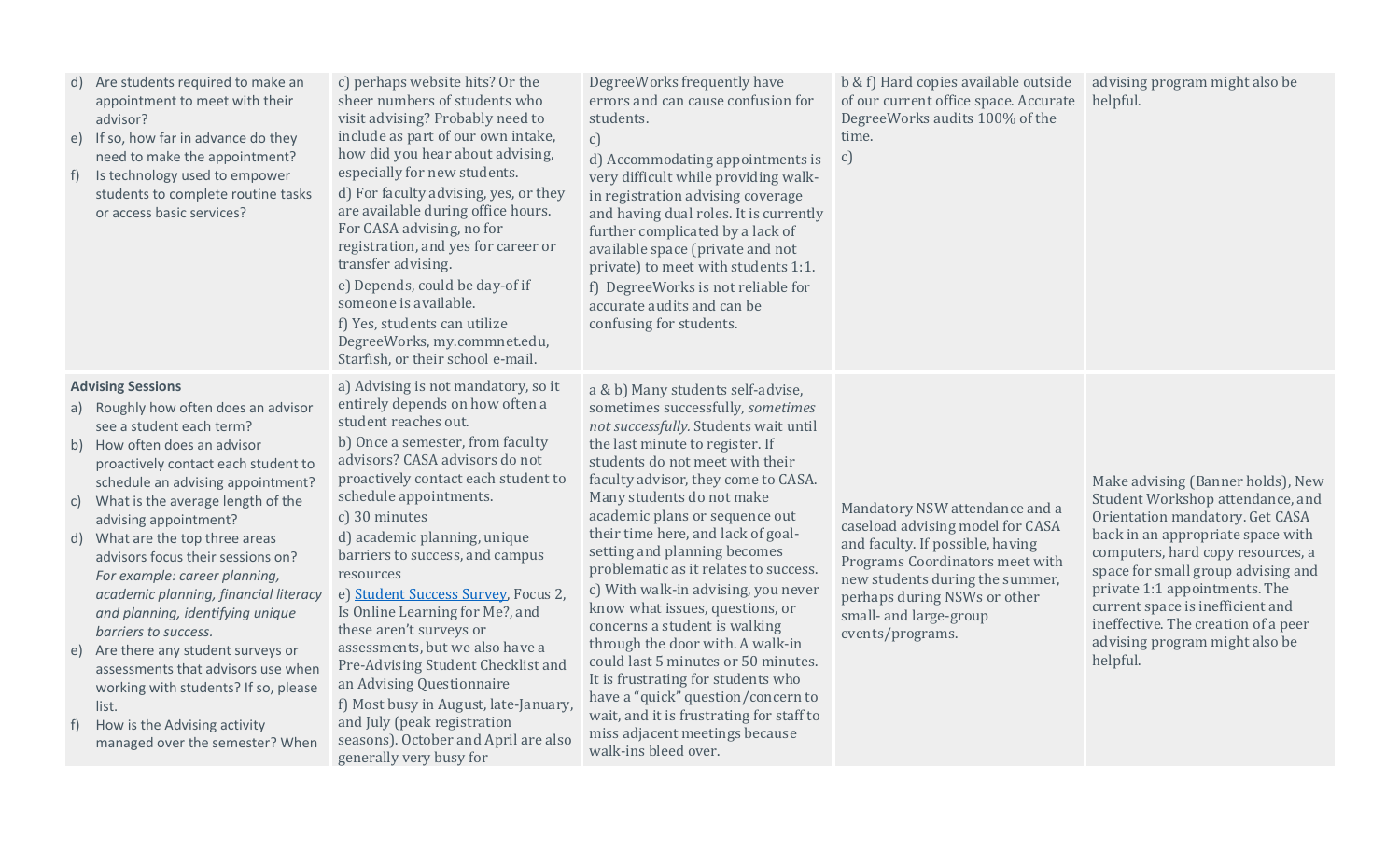| | | | | |
|---|---|---|---|---|
| d) Are students required to make an appointment to meet with their advisor?<br>e) If so, how far in advance do they need to make the appointment?<br>f) Is technology used to empower students to complete routine tasks or access basic services? | c) perhaps website hits? Or the sheer numbers of students who visit advising? Probably need to include as part of our own intake, how did you hear about advising, especially for new students.<br>d) For faculty advising, yes, or they are available during office hours. For CASA advising, no for registration, and yes for career or transfer advising.<br>e) Depends, could be day-of if someone is available.<br>f) Yes, students can utilize DegreeWorks, my.commnet.edu, Starfish, or their school e-mail. | DegreeWorks frequently have errors and can cause confusion for students.<br>c)<br>d) Accommodating appointments is very difficult while providing walk-in registration advising coverage and having dual roles. It is currently further complicated by a lack of available space (private and not private) to meet with students 1:1.<br>f) DegreeWorks is not reliable for accurate audits and can be confusing for students. | b & f) Hard copies available outside of our current office space. Accurate DegreeWorks audits 100% of the time.<br>c) | advising program might also be helpful. |
| **Advising Sessions**<br>a) Roughly how often does an advisor see a student each term?<br>b) How often does an advisor proactively contact each student to schedule an advising appointment?<br>c) What is the average length of the advising appointment?<br>d) What are the top three areas advisors focus their sessions on? *For example: career planning, academic planning, financial literacy and planning, identifying unique barriers to success.*<br>e) Are there any student surveys or assessments that advisors use when working with students? If so, please list.<br>f) How is the Advising activity managed over the semester? When | a) Advising is not mandatory, so it entirely depends on how often a student reaches out.<br>b) Once a semester, from faculty advisors? CASA advisors do not proactively contact each student to schedule appointments.<br>c) 30 minutes<br>d) academic planning, unique barriers to success, and campus resources<br>e) Student Success Survey, Focus 2, Is Online Learning for Me?, and these aren't surveys or assessments, but we also have a Pre-Advising Student Checklist and an Advising Questionnaire<br>f) Most busy in August, late-January, and July (peak registration seasons). October and April are also generally very busy for | a & b) Many students self-advise, sometimes successfully, *sometimes not successfully.* Students wait until the last minute to register. If students do not meet with their faculty advisor, they come to CASA. Many students do not make academic plans or sequence out their time here, and lack of goal-setting and planning becomes problematic as it relates to success.<br>c) With walk-in advising, you never know what issues, questions, or concerns a student is walking through the door with. A walk-in could last 5 minutes or 50 minutes. It is frustrating for students who have a "quick" question/concern to wait, and it is frustrating for staff to miss adjacent meetings because walk-ins bleed over. | Mandatory NSW attendance and a caseload advising model for CASA and faculty. If possible, having Programs Coordinators meet with new students during the summer, perhaps during NSWs or other small- and large-group events/programs. | Make advising (Banner holds), New Student Workshop attendance, and Orientation mandatory. Get CASA back in an appropriate space with computers, hard copy resources, a space for small group advising and private 1:1 appointments. The current space is inefficient and ineffective. The creation of a peer advising program might also be helpful. |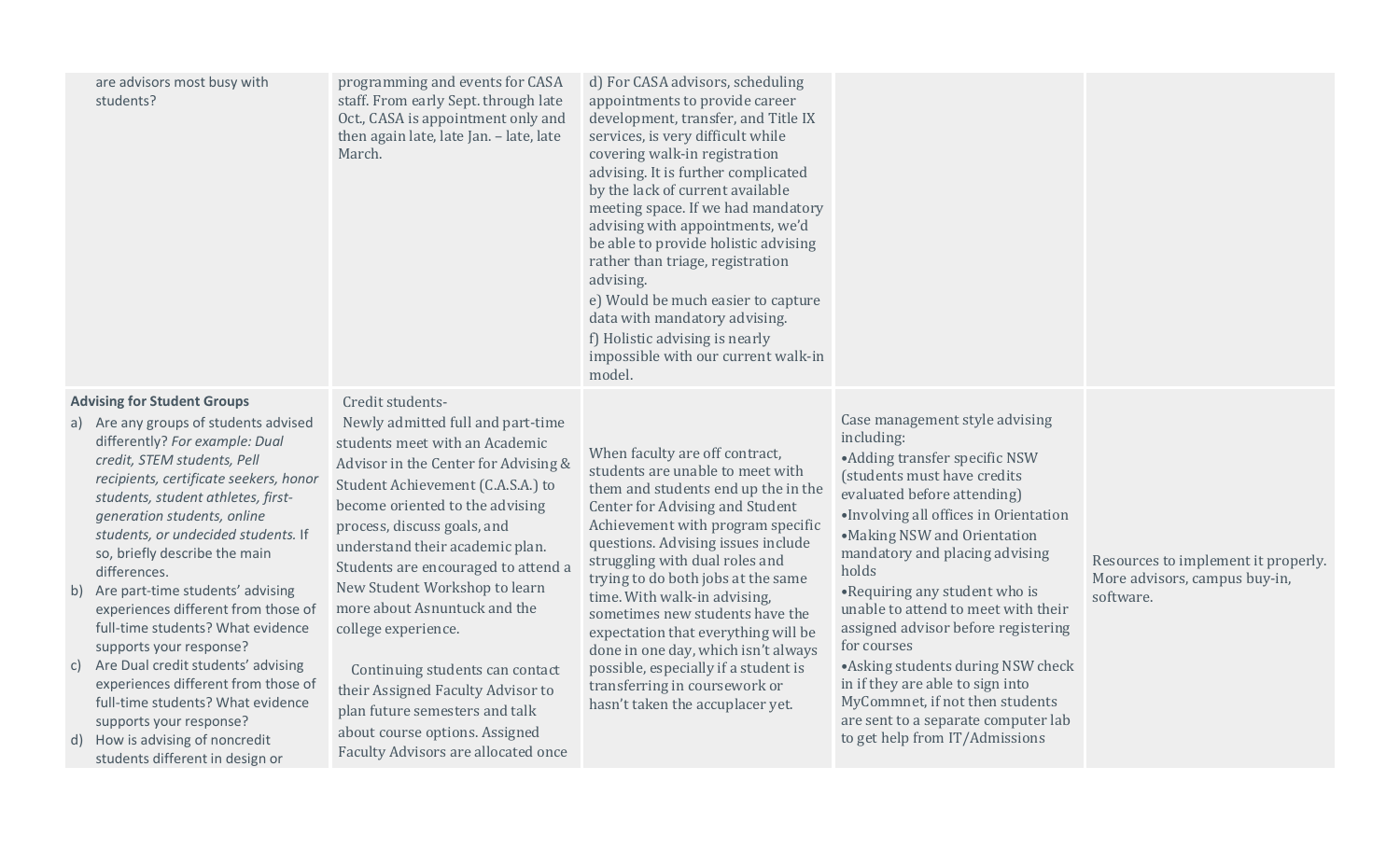| | | | | |
|---|---|---|---|---|
| are advisors most busy with students? | programming and events for CASA staff. From early Sept. through late Oct., CASA is appointment only and then again late, late Jan. – late, late March. | d) For CASA advisors, scheduling appointments to provide career development, transfer, and Title IX services, is very difficult while covering walk-in registration advising. It is further complicated by the lack of current available meeting space. If we had mandatory advising with appointments, we'd be able to provide holistic advising rather than triage, registration advising.<br>e) Would be much easier to capture data with mandatory advising.<br>f) Holistic advising is nearly impossible with our current walk-in model. | | |
| **Advising for Student Groups**<br>a) Are any groups of students advised differently? *For example: Dual credit, STEM students, Pell recipients, certificate seekers, honor students, student athletes, first-generation students, online students, or undecided students.* If so, briefly describe the main differences.<br>b) Are part-time students' advising experiences different from those of full-time students? What evidence supports your response?<br>c) Are Dual credit students' advising experiences different from those of full-time students? What evidence supports your response?<br>d) How is advising of noncredit students different in design or | Credit students-<br>Newly admitted full and part-time students meet with an Academic Advisor in the Center for Advising & Student Achievement (C.A.S.A.) to become oriented to the advising process, discuss goals, and understand their academic plan. Students are encouraged to attend a New Student Workshop to learn more about Asnuntuck and the college experience.<br><br>Continuing students can contact their Assigned Faculty Advisor to plan future semesters and talk about course options. Assigned Faculty Advisors are allocated once | When faculty are off contract, students are unable to meet with them and students end up the in the Center for Advising and Student Achievement with program specific questions. Advising issues include struggling with dual roles and trying to do both jobs at the same time. With walk-in advising, sometimes new students have the expectation that everything will be done in one day, which isn't always possible, especially if a student is transferring in coursework or hasn't taken the accuplacer yet. | Case management style advising including:<br>•Adding transfer specific NSW (students must have credits evaluated before attending)<br>•Involving all offices in Orientation<br>•Making NSW and Orientation mandatory and placing advising holds<br>•Requiring any student who is unable to attend to meet with their assigned advisor before registering for courses<br>•Asking students during NSW check in if they are able to sign into MyCommnet, if not then students are sent to a separate computer lab to get help from IT/Admissions | Resources to implement it properly. More advisors, campus buy-in, software. |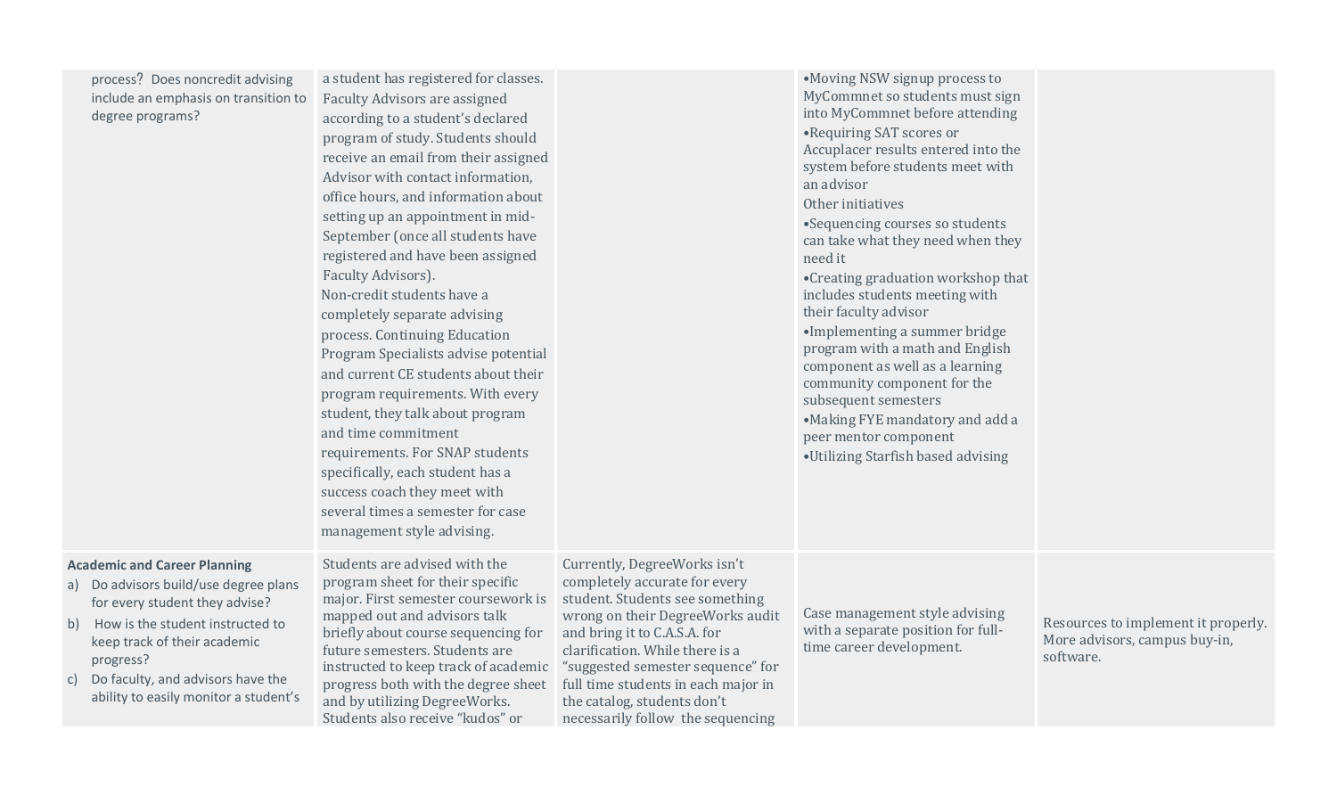| | | | | |
|---|---|---|---|---|
| process? Does noncredit advising include an emphasis on transition to degree programs? | a student has registered for classes. Faculty Advisors are assigned according to a student's declared program of study. Students should receive an email from their assigned Advisor with contact information, office hours, and information about setting up an appointment in mid-September (once all students have registered and have been assigned Faculty Advisors).<br>Non-credit students have a completely separate advising process. Continuing Education Program Specialists advise potential and current CE students about their program requirements. With every student, they talk about program and time commitment requirements. For SNAP students specifically, each student has a success coach they meet with several times a semester for case management style advising. | | •Moving NSW signup process to MyCommnet so students must sign into MyCommnet before attending<br>•Requiring SAT scores or Accuplacer results entered into the system before students meet with an advisor<br>Other initiatives<br>•Sequencing courses so students can take what they need when they need it<br>•Creating graduation workshop that includes students meeting with their faculty advisor<br>•Implementing a summer bridge program with a math and English component as well as a learning community component for the subsequent semesters<br>•Making FYE mandatory and add a peer mentor component<br>•Utilizing Starfish based advising | |
| **Academic and Career Planning**<br>a) Do advisors build/use degree plans for every student they advise?<br>b) How is the student instructed to keep track of their academic progress?<br>c) Do faculty, and advisors have the ability to easily monitor a student's | Students are advised with the program sheet for their specific major. First semester coursework is mapped out and advisors talk briefly about course sequencing for future semesters. Students are instructed to keep track of academic progress both with the degree sheet and by utilizing DegreeWorks. Students also receive "kudos" or | Currently, DegreeWorks isn't completely accurate for every student. Students see something wrong on their DegreeWorks audit and bring it to C.A.S.A. for clarification. While there is a "suggested semester sequence" for full time students in each major in the catalog, students don't necessarily follow the sequencing | Case management style advising with a separate position for full-time career development. | Resources to implement it properly. More advisors, campus buy-in, software. |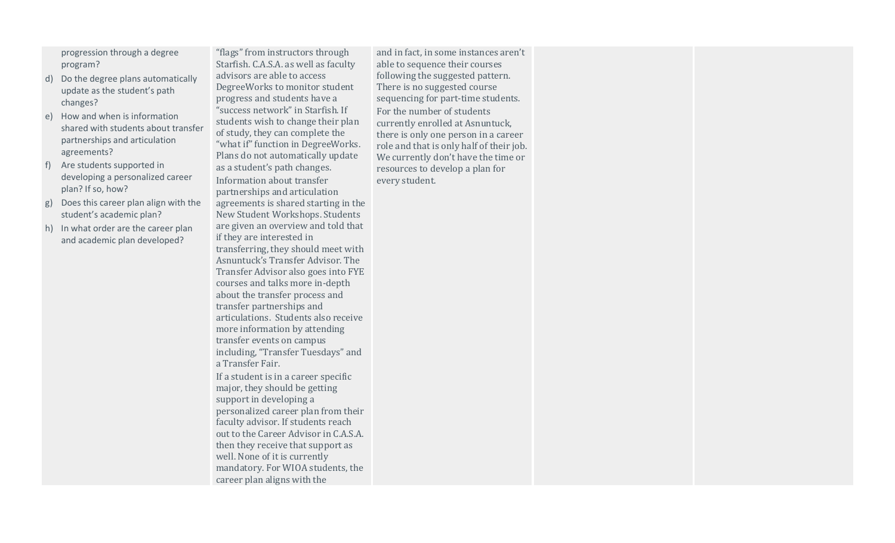| | | | | |
|---|---|---|---|---|
| progression through a degree program?<br>d) Do the degree plans automatically update as the student's path changes?<br>e) How and when is information shared with students about transfer partnerships and articulation agreements?<br>f) Are students supported in developing a personalized career plan? If so, how?<br>g) Does this career plan align with the student's academic plan?<br>h) In what order are the career plan and academic plan developed? | "flags" from instructors through Starfish. C.A.S.A. as well as faculty advisors are able to access DegreeWorks to monitor student progress and students have a "success network" in Starfish. If students wish to change their plan of study, they can complete the "what if" function in DegreeWorks. Plans do not automatically update as a student's path changes.<br>Information about transfer partnerships and articulation agreements is shared starting in the New Student Workshops. Students are given an overview and told that if they are interested in transferring, they should meet with Asnuntuck's Transfer Advisor. The Transfer Advisor also goes into FYE courses and talks more in-depth about the transfer process and transfer partnerships and articulations. Students also receive more information by attending transfer events on campus including, "Transfer Tuesdays" and a Transfer Fair.<br>If a student is in a career specific major, they should be getting support in developing a personalized career plan from their faculty advisor. If students reach out to the Career Advisor in C.A.S.A. then they receive that support as well. None of it is currently mandatory. For WIOA students, the career plan aligns with the | and in fact, in some instances aren't able to sequence their courses following the suggested pattern. There is no suggested course sequencing for part-time students.<br>For the number of students currently enrolled at Asnuntuck, there is only one person in a career role and that is only half of their job. We currently don't have the time or resources to develop a plan for every student. | | |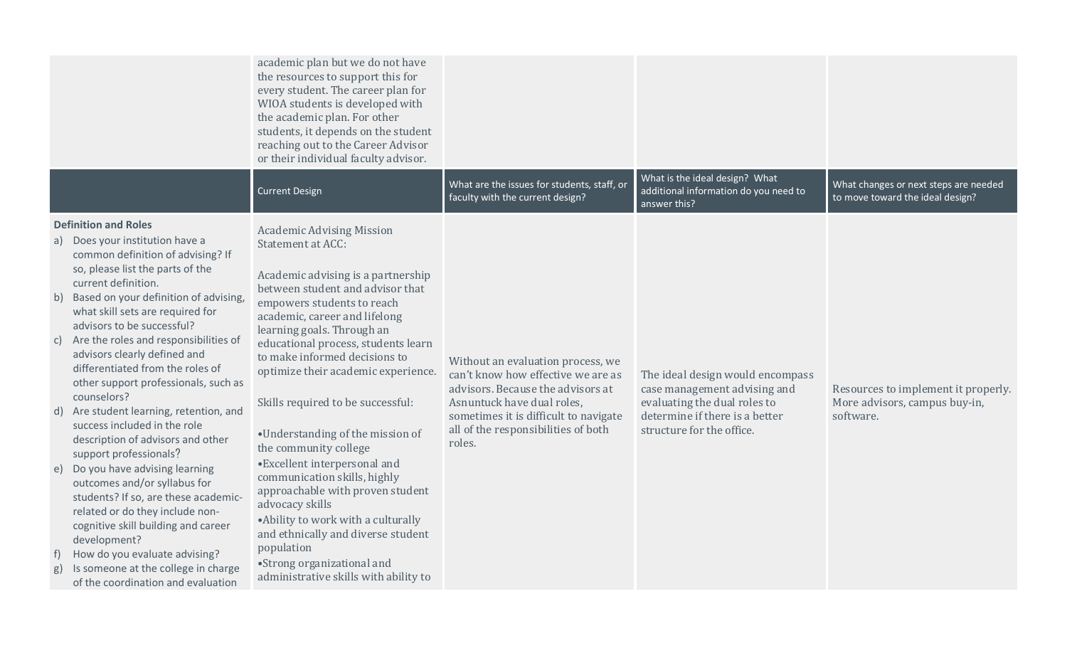| | Current Design | What are the issues for students, staff, or faculty with the current design? | What is the ideal design? What additional information do you need to answer this? | What changes or next steps are needed to move toward the ideal design? |
|---|---|---|---|---|
| | academic plan but we do not have the resources to support this for every student. The career plan for WIOA students is developed with the academic plan. For other students, it depends on the student reaching out to the Career Advisor or their individual faculty advisor. | | | |
| **Definition and Roles**<br>a) Does your institution have a common definition of advising? If so, please list the parts of the current definition.<br>b) Based on your definition of advising, what skill sets are required for advisors to be successful?<br>c) Are the roles and responsibilities of advisors clearly defined and differentiated from the roles of other support professionals, such as counselors?<br>d) Are student learning, retention, and success included in the role description of advisors and other support professionals?<br>e) Do you have advising learning outcomes and/or syllabus for students? If so, are these academic-related or do they include non-cognitive skill building and career development?<br>f) How do you evaluate advising?<br>g) Is someone at the college in charge of the coordination and evaluation | Academic Advising Mission Statement at ACC:<br><br>Academic advising is a partnership between student and advisor that empowers students to reach academic, career and lifelong learning goals. Through an educational process, students learn to make informed decisions to optimize their academic experience.<br><br>Skills required to be successful:<br><br>•Understanding of the mission of the community college<br>•Excellent interpersonal and communication skills, highly approachable with proven student advocacy skills<br>•Ability to work with a culturally and ethnically and diverse student population<br>•Strong organizational and administrative skills with ability to | Without an evaluation process, we can't know how effective we are as advisors. Because the advisors at Asnuntuck have dual roles, sometimes it is difficult to navigate all of the responsibilities of both roles. | The ideal design would encompass case management advising and evaluating the dual roles to determine if there is a better structure for the office. | Resources to implement it properly. More advisors, campus buy-in, software. |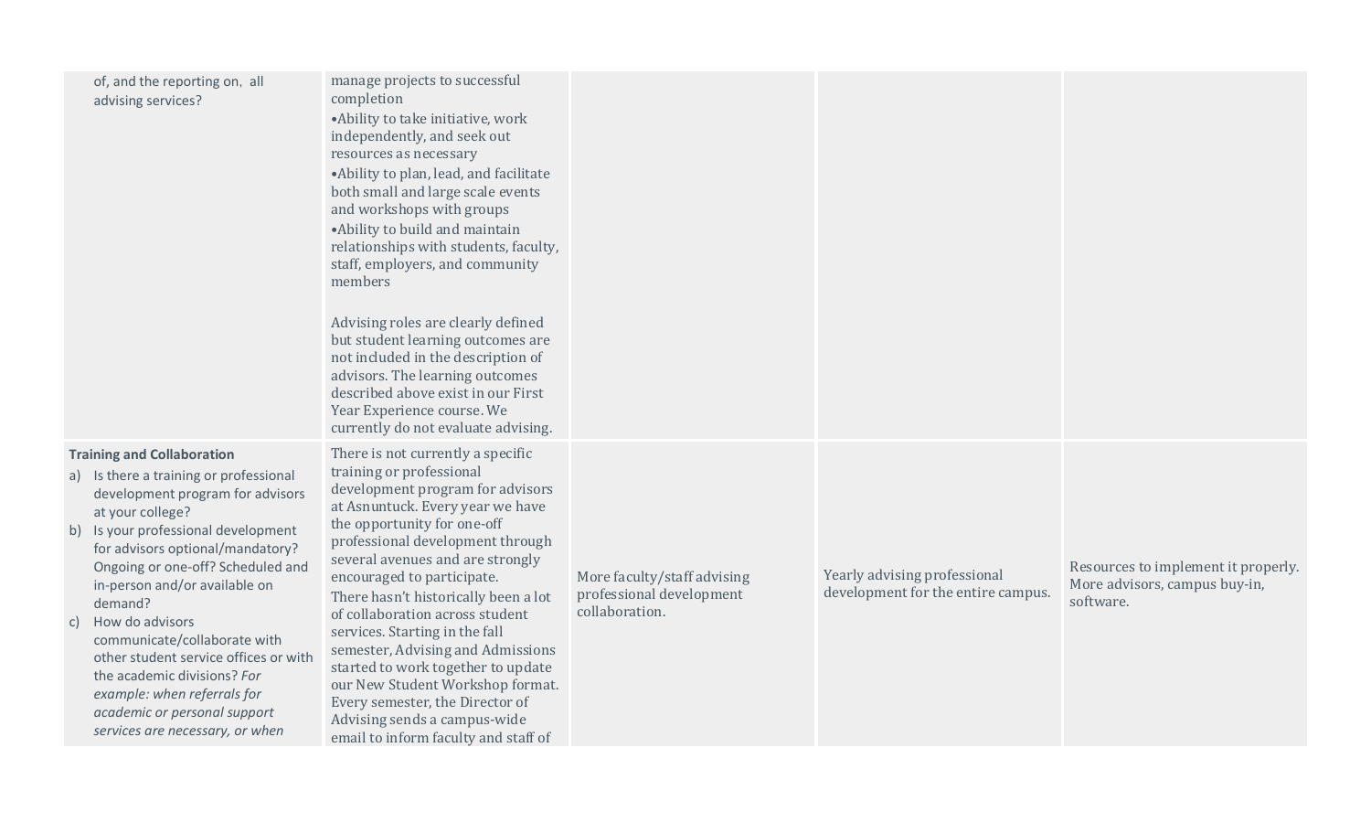| | | | | |
|---|---|---|---|---|
| of, and the reporting on, all advising services? | manage projects to successful completion<br>•Ability to take initiative, work independently, and seek out resources as necessary<br>•Ability to plan, lead, and facilitate both small and large scale events and workshops with groups<br>•Ability to build and maintain relationships with students, faculty, staff, employers, and community members<br><br>Advising roles are clearly defined but student learning outcomes are not included in the description of advisors. The learning outcomes described above exist in our First Year Experience course. We currently do not evaluate advising. | | | |
| **Training and Collaboration**<br>a) Is there a training or professional development program for advisors at your college?<br>b) Is your professional development for advisors optional/mandatory? Ongoing or one-off? Scheduled and in-person and/or available on demand?<br>c) How do advisors communicate/collaborate with other student service offices or with the academic divisions? *For example: when referrals for academic or personal support services are necessary, or when* | There is not currently a specific training or professional development program for advisors at Asnuntuck. Every year we have the opportunity for one-off professional development through several avenues and are strongly encouraged to participate.<br>There hasn't historically been a lot of collaboration across student services. Starting in the fall semester, Advising and Admissions started to work together to update our New Student Workshop format. Every semester, the Director of Advising sends a campus-wide email to inform faculty and staff of | More faculty/staff advising professional development collaboration. | Yearly advising professional development for the entire campus. | Resources to implement it properly. More advisors, campus buy-in, software. |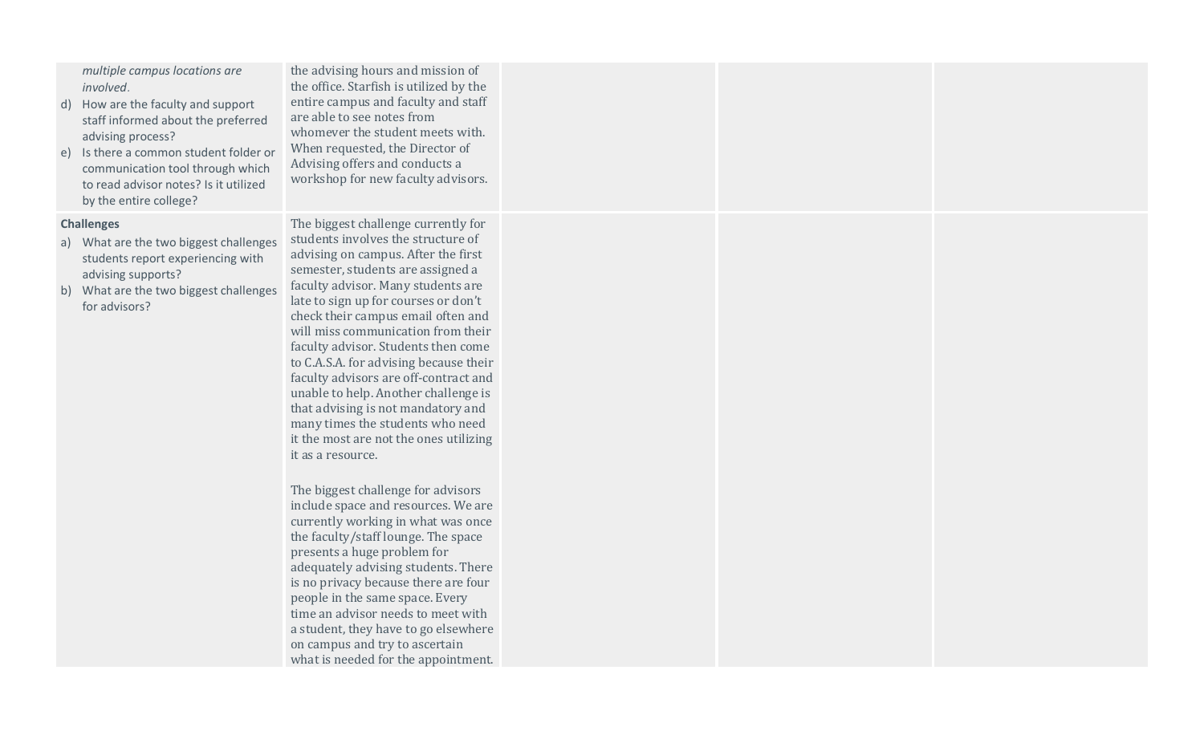| | | | | |
|---|---|---|---|---|
| *multiple campus locations are involved.*<br>d) How are the faculty and support staff informed about the preferred advising process?<br>e) Is there a common student folder or communication tool through which to read advisor notes? Is it utilized by the entire college? | the advising hours and mission of the office. Starfish is utilized by the entire campus and faculty and staff are able to see notes from whomever the student meets with. When requested, the Director of Advising offers and conducts a workshop for new faculty advisors. | | | |
| **Challenges**<br>a) What are the two biggest challenges students report experiencing with advising supports?<br>b) What are the two biggest challenges for advisors? | The biggest challenge currently for students involves the structure of advising on campus. After the first semester, students are assigned a faculty advisor. Many students are late to sign up for courses or don't check their campus email often and will miss communication from their faculty advisor. Students then come to C.A.S.A. for advising because their faculty advisors are off-contract and unable to help. Another challenge is that advising is not mandatory and many times the students who need it the most are not the ones utilizing it as a resource.<br><br>The biggest challenge for advisors include space and resources. We are currently working in what was once the faculty/staff lounge. The space presents a huge problem for adequately advising students. There is no privacy because there are four people in the same space. Every time an advisor needs to meet with a student, they have to go elsewhere on campus and try to ascertain what is needed for the appointment. | | | |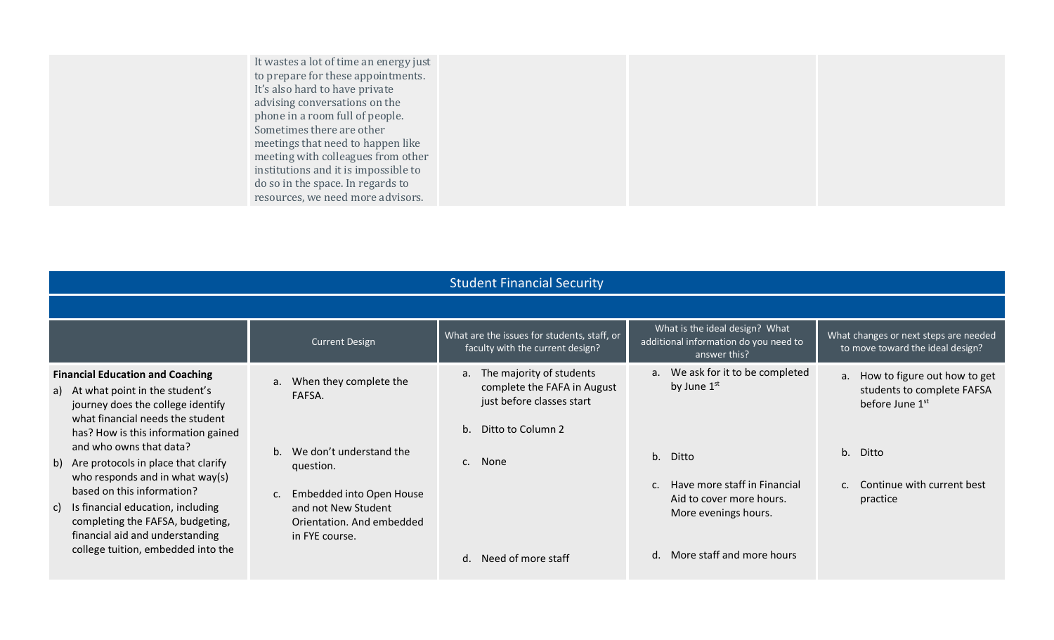| | | | | |
|---|---|---|---|---|
| | It wastes a lot of time an energy just to prepare for these appointments. It's also hard to have private advising conversations on the phone in a room full of people. Sometimes there are other meetings that need to happen like meeting with colleagues from other institutions and it is impossible to do so in the space. In regards to resources, we need more advisors. | | | |

| Student Financial Security | | | | |
|---|---|---|---|---|
| | | | | |
| | Current Design | What are the issues for students, staff, or faculty with the current design? | What is the ideal design? What additional information do you need to answer this? | What changes or next steps are needed to move toward the ideal design? |
| **Financial Education and Coaching**<br>a) At what point in the student's journey does the college identify what financial needs the student has? How is this information gained and who owns that data?<br>b) Are protocols in place that clarify who responds and in what way(s) based on this information?<br>c) Is financial education, including completing the FAFSA, budgeting, financial aid and understanding college tuition, embedded into the | a. When they complete the FAFSA.<br>b. We don't understand the question.<br>c. Embedded into Open House and not New Student Orientation. And embedded in FYE course. | a. The majority of students complete the FAFA in August just before classes start<br>b. Ditto to Column 2<br>c. None<br>d. Need of more staff | a. We ask for it to be completed by June 1st<br>b. Ditto<br>c. Have more staff in Financial Aid to cover more hours. More evenings hours.<br>d. More staff and more hours | a. How to figure out how to get students to complete FAFSA before June 1st<br>b. Ditto<br>c. Continue with current best practice |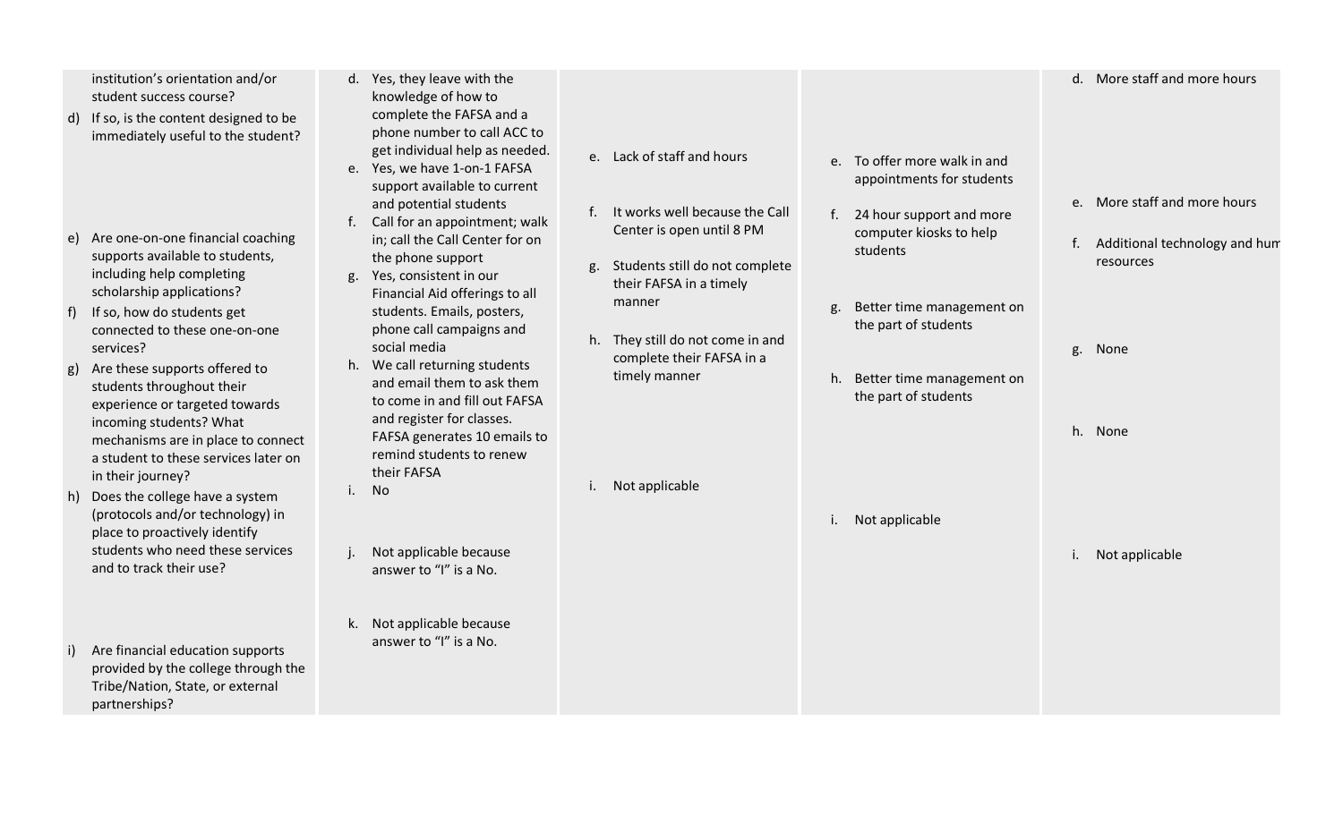| | | | | |
|---|---|---|---|---|
| institution's orientation and/or student success course?<br>d) If so, is the content designed to be immediately useful to the student?<br>e) Are one-on-one financial coaching supports available to students, including help completing scholarship applications?<br>f) If so, how do students get connected to these one-on-one services?<br>g) Are these supports offered to students throughout their experience or targeted towards incoming students? What mechanisms are in place to connect a student to these services later on in their journey?<br>h) Does the college have a system (protocols and/or technology) in place to proactively identify students who need these services and to track their use?<br>i) Are financial education supports provided by the college through the Tribe/Nation, State, or external partnerships? | d. Yes, they leave with the knowledge of how to complete the FAFSA and a phone number to call ACC to get individual help as needed.<br>e. Yes, we have 1-on-1 FAFSA support available to current and potential students<br>f. Call for an appointment; walk in; call the Call Center for on the phone support<br>g. Yes, consistent in our Financial Aid offerings to all students. Emails, posters, phone call campaigns and social media<br>h. We call returning students and email them to ask them to come in and fill out FAFSA and register for classes. FAFSA generates 10 emails to remind students to renew their FAFSA<br>i. No<br>j. Not applicable because answer to "I" is a No.<br>k. Not applicable because answer to "I" is a No. | e. Lack of staff and hours<br>f. It works well because the Call Center is open until 8 PM<br>g. Students still do not complete their FAFSA in a timely manner<br>h. They still do not come in and complete their FAFSA in a timely manner<br>i. Not applicable | e. To offer more walk in and appointments for students<br>f. 24 hour support and more computer kiosks to help students<br>g. Better time management on the part of students<br>h. Better time management on the part of students<br>i. Not applicable | d. More staff and more hours<br>e. More staff and more hours<br>f. Additional technology and hum resources<br>g. None<br>h. None<br>i. Not applicable |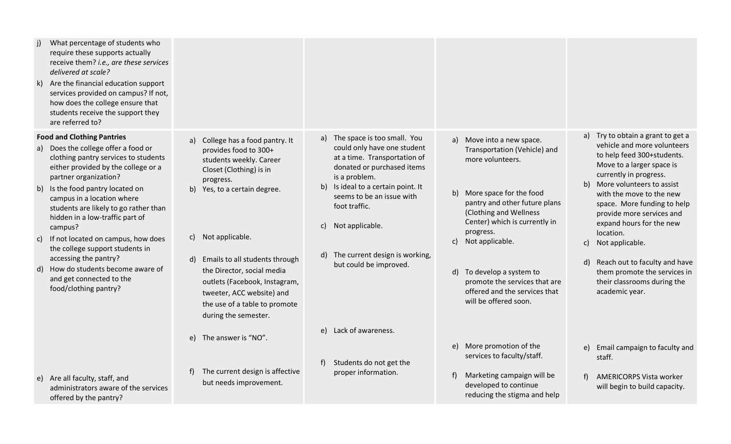| | | | | |
|---|---|---|---|---|
| j) What percentage of students who require these supports actually receive them? *i.e., are these services delivered at scale?*<br>k) Are the financial education support services provided on campus? If not, how does the college ensure that students receive the support they are referred to? | | | | |
| **Food and Clothing Pantries**<br>a) Does the college offer a food or clothing pantry services to students either provided by the college or a partner organization?<br>b) Is the food pantry located on campus in a location where students are likely to go rather than hidden in a low-traffic part of campus?<br>c) If not located on campus, how does the college support students in accessing the pantry?<br>d) How do students become aware of and get connected to the food/clothing pantry?<br>e) Are all faculty, staff, and administrators aware of the services offered by the pantry? | a) College has a food pantry. It provides food to 300+ students weekly. Career Closet (Clothing) is in progress.<br>b) Yes, to a certain degree.<br>c) Not applicable.<br>d) Emails to all students through the Director, social media outlets (Facebook, Instagram, tweeter, ACC website) and the use of a table to promote during the semester.<br>e) The answer is "NO".<br>f) The current design is affective but needs improvement. | a) The space is too small. You could only have one student at a time. Transportation of donated or purchased items is a problem.<br>b) Is ideal to a certain point. It seems to be an issue with foot traffic.<br>c) Not applicable.<br>d) The current design is working, but could be improved.<br>e) Lack of awareness.<br>f) Students do not get the proper information. | a) Move into a new space. Transportation (Vehicle) and more volunteers.<br>b) More space for the food pantry and other future plans (Clothing and Wellness Center) which is currently in progress.<br>c) Not applicable.<br>d) To develop a system to promote the services that are offered and the services that will be offered soon.<br>e) More promotion of the services to faculty/staff.<br>f) Marketing campaign will be developed to continue reducing the stigma and help | a) Try to obtain a grant to get a vehicle and more volunteers to help feed 300+students. Move to a larger space is currently in progress.<br>b) More volunteers to assist with the move to the new space. More funding to help provide more services and expand hours for the new location.<br>c) Not applicable.<br>d) Reach out to faculty and have them promote the services in their classrooms during the academic year.<br>e) Email campaign to faculty and staff.<br>f) AMERICORPS Vista worker will begin to build capacity. |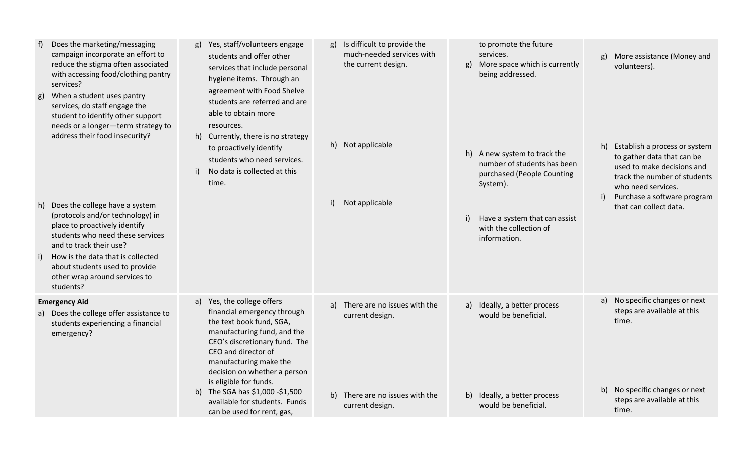| | | | | |
|---|---|---|---|---|
| f) Does the marketing/messaging campaign incorporate an effort to reduce the stigma often associated with accessing food/clothing pantry services?<br>g) When a student uses pantry services, do staff engage the student to identify other support needs or a longer—term strategy to address their food insecurity?<br>h) Does the college have a system (protocols and/or technology) in place to proactively identify students who need these services and to track their use?<br>i) How is the data that is collected about students used to provide other wrap around services to students? | g) Yes, staff/volunteers engage students and offer other services that include personal hygiene items. Through an agreement with Food Shelve students are referred and are able to obtain more resources.<br>h) Currently, there is no strategy to proactively identify students who need services.<br>i) No data is collected at this time. | g) Is difficult to provide the much-needed services with the current design.<br>h) Not applicable<br>i) Not applicable | to promote the future services.<br>g) More space which is currently being addressed.<br>h) A new system to track the number of students has been purchased (People Counting System).<br>i) Have a system that can assist with the collection of information. | g) More assistance (Money and volunteers).<br>h) Establish a process or system to gather data that can be used to make decisions and track the number of students who need services.<br>i) Purchase a software program that can collect data. |
| **Emergency Aid**<br>~~a)~~ Does the college offer assistance to students experiencing a financial emergency? | a) Yes, the college offers financial emergency through the text book fund, SGA, manufacturing fund, and the CEO's discretionary fund. The CEO and director of manufacturing make the decision on whether a person is eligible for funds.<br>b) The SGA has $1,000 -$1,500 available for students. Funds can be used for rent, gas, | a) There are no issues with the current design.<br>b) There are no issues with the current design. | a) Ideally, a better process would be beneficial.<br>b) Ideally, a better process would be beneficial. | a) No specific changes or next steps are available at this time.<br>b) No specific changes or next steps are available at this time. |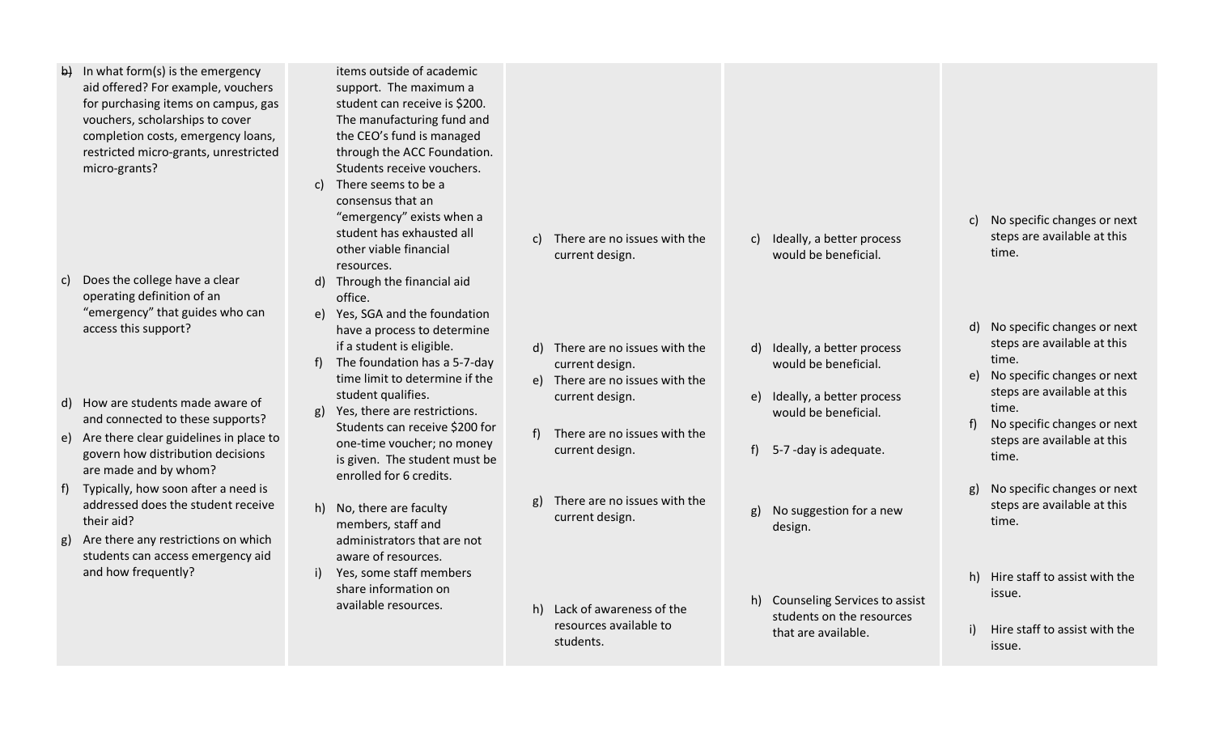| | | | | |
|---|---|---|---|---|
| b) In what form(s) is the emergency aid offered? For example, vouchers for purchasing items on campus, gas vouchers, scholarships to cover completion costs, emergency loans, restricted micro-grants, unrestricted micro-grants? | items outside of academic support. The maximum a student can receive is $200. The manufacturing fund and the CEO's fund is managed through the ACC Foundation. Students receive vouchers. | | | |
| c) Does the college have a clear operating definition of an "emergency" that guides who can access this support? | c) There seems to be a consensus that an "emergency" exists when a student has exhausted all other viable financial resources. | c) There are no issues with the current design. | c) Ideally, a better process would be beneficial. | c) No specific changes or next steps are available at this time. |
| d) How are students made aware of and connected to these supports? | d) Through the financial aid office. | d) There are no issues with the current design. | d) Ideally, a better process would be beneficial. | d) No specific changes or next steps are available at this time. |
| e) Are there clear guidelines in place to govern how distribution decisions are made and by whom? | e) Yes, SGA and the foundation have a process to determine if a student is eligible. | e) There are no issues with the current design. | e) Ideally, a better process would be beneficial. | e) No specific changes or next steps are available at this time. |
| f) Typically, how soon after a need is addressed does the student receive their aid? | f) The foundation has a 5-7-day time limit to determine if the student qualifies. | f) There are no issues with the current design. | f) 5-7 -day is adequate. | f) No specific changes or next steps are available at this time. |
| g) Are there any restrictions on which students can access emergency aid and how frequently? | g) Yes, there are restrictions. Students can receive $200 for one-time voucher; no money is given. The student must be enrolled for 6 credits. | g) There are no issues with the current design. | g) No suggestion for a new design. | g) No specific changes or next steps are available at this time. |
| | h) No, there are faculty members, staff and administrators that are not aware of resources. | h) Lack of awareness of the resources available to students. | h) Counseling Services to assist students on the resources that are available. | h) Hire staff to assist with the issue. |
| | i) Yes, some staff members share information on available resources. | | | i) Hire staff to assist with the issue. |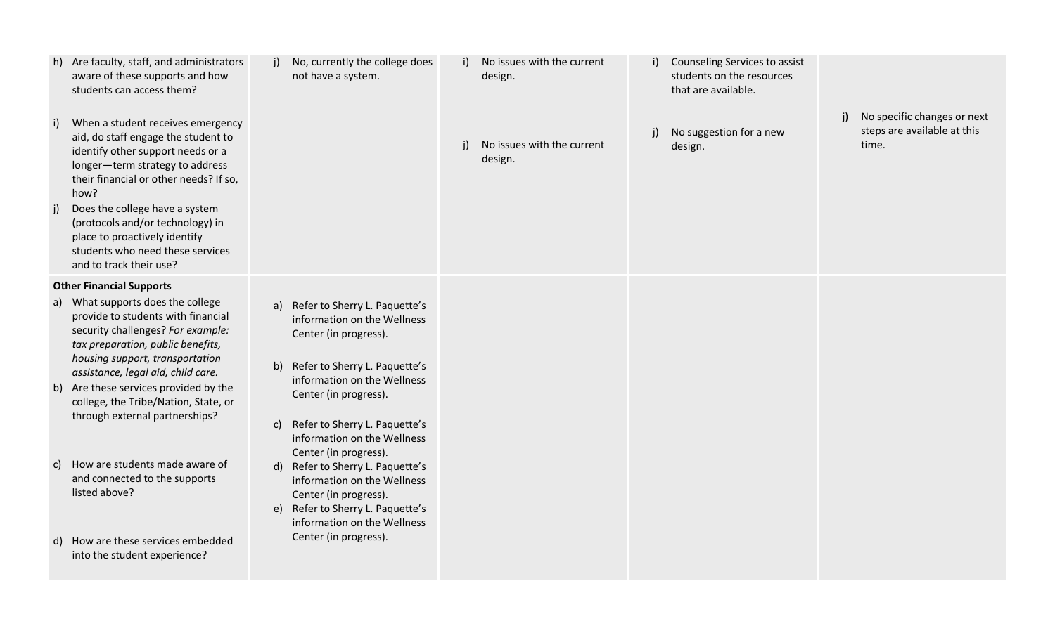| | | | | |
|---|---|---|---|---|
| h) Are faculty, staff, and administrators aware of these supports and how students can access them?<br><br>i) When a student receives emergency aid, do staff engage the student to identify other support needs or a longer—term strategy to address their financial or other needs? If so, how?<br>j) Does the college have a system (protocols and/or technology) in place to proactively identify students who need these services and to track their use? | j) No, currently the college does not have a system. | i) No issues with the current design.<br><br>j) No issues with the current design. | i) Counseling Services to assist students on the resources that are available.<br><br>j) No suggestion for a new design. | j) No specific changes or next steps are available at this time. |
| **Other Financial Supports**<br>a) What supports does the college provide to students with financial security challenges? *For example: tax preparation, public benefits, housing support, transportation assistance, legal aid, child care.*<br>b) Are these services provided by the college, the Tribe/Nation, State, or through external partnerships?<br><br>c) How are students made aware of and connected to the supports listed above?<br><br>d) How are these services embedded into the student experience? | a) Refer to Sherry L. Paquette's information on the Wellness Center (in progress).<br><br>b) Refer to Sherry L. Paquette's information on the Wellness Center (in progress).<br><br>c) Refer to Sherry L. Paquette's information on the Wellness Center (in progress).<br>d) Refer to Sherry L. Paquette's information on the Wellness Center (in progress).<br>e) Refer to Sherry L. Paquette's information on the Wellness Center (in progress). | | | |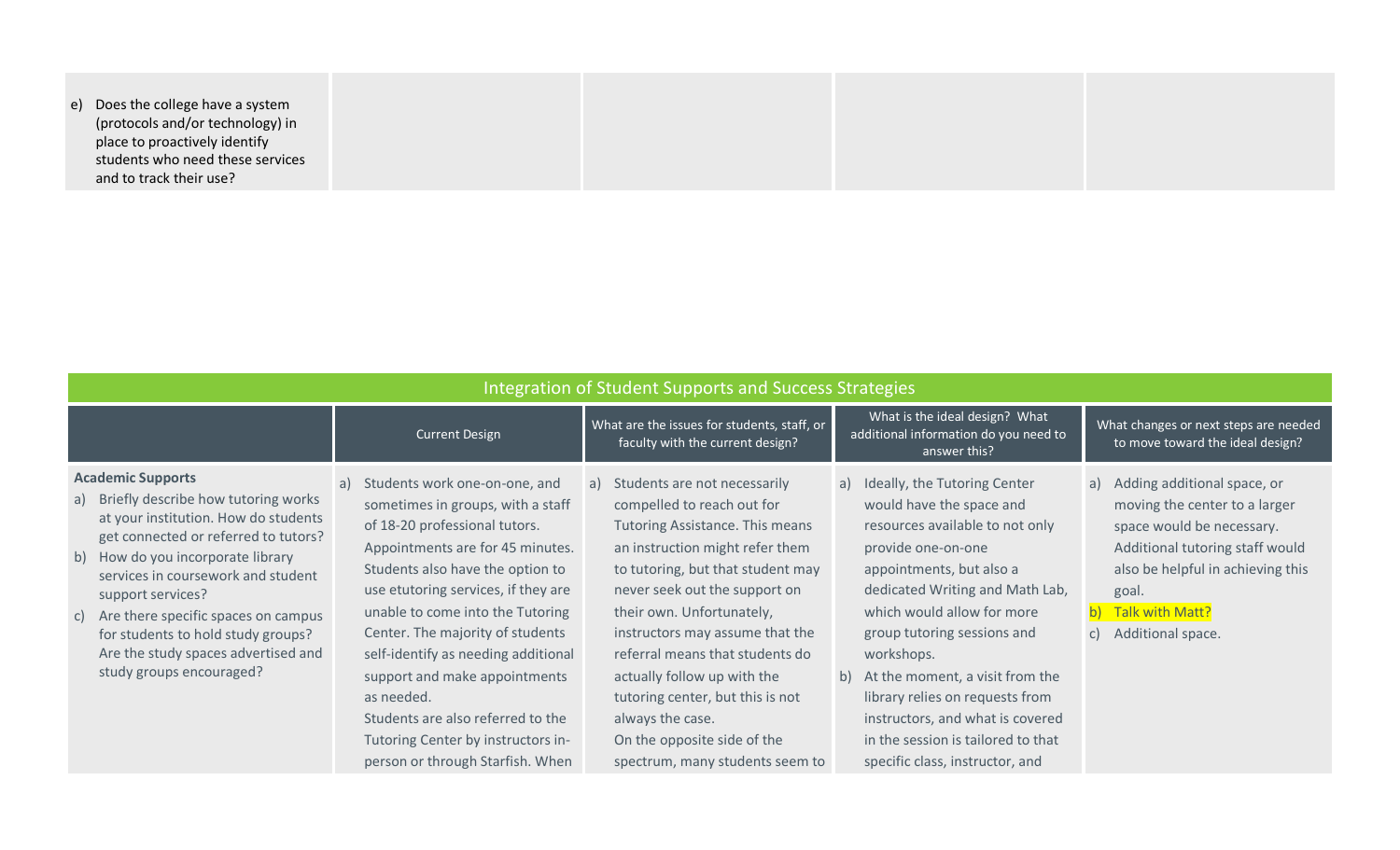| | | | | |
|---|---|---|---|---|
| e) Does the college have a system (protocols and/or technology) in place to proactively identify students who need these services and to track their use? | | | | |

## Integration of Student Supports and Success Strategies

| | Current Design | What are the issues for students, staff, or faculty with the current design? | What is the ideal design? What additional information do you need to answer this? | What changes or next steps are needed to move toward the ideal design? |
|---|---|---|---|---|
| **Academic Supports**<br>a) Briefly describe how tutoring works at your institution. How do students get connected or referred to tutors?<br>b) How do you incorporate library services in coursework and student support services?<br>c) Are there specific spaces on campus for students to hold study groups? Are the study spaces advertised and study groups encouraged? | a) Students work one-on-one, and sometimes in groups, with a staff of 18-20 professional tutors. Appointments are for 45 minutes. Students also have the option to use etutoring services, if they are unable to come into the Tutoring Center. The majority of students self-identify as needing additional support and make appointments as needed.<br>Students are also referred to the Tutoring Center by instructors in-person or through Starfish. When | a) Students are not necessarily compelled to reach out for Tutoring Assistance. This means an instruction might refer them to tutoring, but that student may never seek out the support on their own. Unfortunately, instructors may assume that the referral means that students do actually follow up with the tutoring center, but this is not always the case.<br>On the opposite side of the spectrum, many students seem to | a) Ideally, the Tutoring Center would have the space and resources available to not only provide one-on-one appointments, but also a dedicated Writing and Math Lab, which would allow for more group tutoring sessions and workshops.<br>b) At the moment, a visit from the library relies on requests from instructors, and what is covered in the session is tailored to that specific class, instructor, and | a) Adding additional space, or moving the center to a larger space would be necessary. Additional tutoring staff would also be helpful in achieving this goal.<br>b) Talk with Matt?<br>c) Additional space. |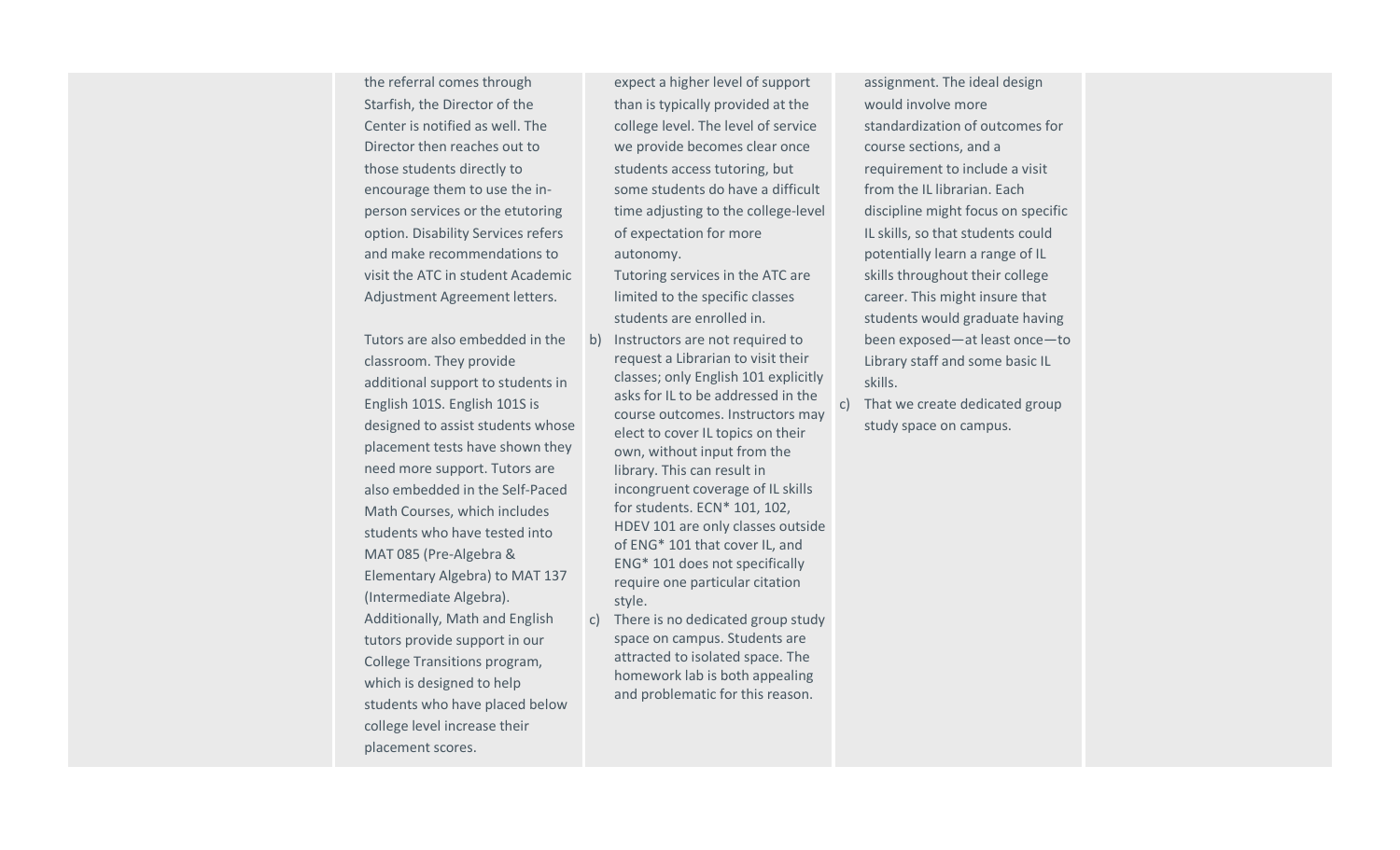| | | | | |
|---|---|---|---|---|
| | the referral comes through Starfish, the Director of the Center is notified as well. The Director then reaches out to those students directly to encourage them to use the in-person services or the etutoring option. Disability Services refers and make recommendations to visit the ATC in student Academic Adjustment Agreement letters.<br><br>Tutors are also embedded in the classroom. They provide additional support to students in English 101S. English 101S is designed to assist students whose placement tests have shown they need more support. Tutors are also embedded in the Self-Paced Math Courses, which includes students who have tested into MAT 085 (Pre-Algebra & Elementary Algebra) to MAT 137 (Intermediate Algebra). Additionally, Math and English tutors provide support in our College Transitions program, which is designed to help students who have placed below college level increase their placement scores. | expect a higher level of support than is typically provided at the college level. The level of service we provide becomes clear once students access tutoring, but some students do have a difficult time adjusting to the college-level of expectation for more autonomy.<br>Tutoring services in the ATC are limited to the specific classes students are enrolled in.<br>b) Instructors are not required to request a Librarian to visit their classes; only English 101 explicitly asks for IL to be addressed in the course outcomes. Instructors may elect to cover IL topics on their own, without input from the library. This can result in incongruent coverage of IL skills for students. ECN* 101, 102, HDEV 101 are only classes outside of ENG* 101 that cover IL, and ENG* 101 does not specifically require one particular citation style.<br>c) There is no dedicated group study space on campus. Students are attracted to isolated space. The homework lab is both appealing and problematic for this reason. | assignment. The ideal design would involve more standardization of outcomes for course sections, and a requirement to include a visit from the IL librarian. Each discipline might focus on specific IL skills, so that students could potentially learn a range of IL skills throughout their college career. This might insure that students would graduate having been exposed—at least once—to Library staff and some basic IL skills.<br>c) That we create dedicated group study space on campus. | |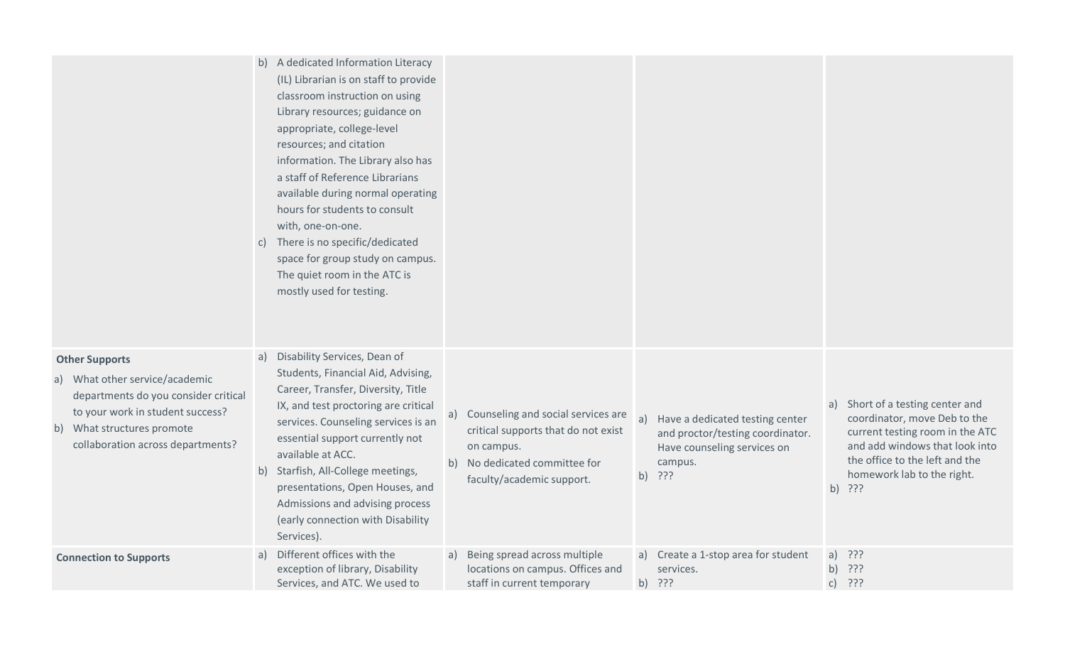| | | | | |
|---|---|---|---|---|
| | b) A dedicated Information Literacy (IL) Librarian is on staff to provide classroom instruction on using Library resources; guidance on appropriate, college-level resources; and citation information. The Library also has a staff of Reference Librarians available during normal operating hours for students to consult with, one-on-one.<br>c) There is no specific/dedicated space for group study on campus. The quiet room in the ATC is mostly used for testing. | | | |
| **Other Supports**<br>a) What other service/academic departments do you consider critical to your work in student success?<br>b) What structures promote collaboration across departments? | a) Disability Services, Dean of Students, Financial Aid, Advising, Career, Transfer, Diversity, Title IX, and test proctoring are critical services. Counseling services is an essential support currently not available at ACC.<br>b) Starfish, All-College meetings, presentations, Open Houses, and Admissions and advising process (early connection with Disability Services). | a) Counseling and social services are critical supports that do not exist on campus.<br>b) No dedicated committee for faculty/academic support. | a) Have a dedicated testing center and proctor/testing coordinator. Have counseling services on campus.<br>b) ??? | a) Short of a testing center and coordinator, move Deb to the current testing room in the ATC and add windows that look into the office to the left and the homework lab to the right.<br>b) ??? |
| **Connection to Supports** | a) Different offices with the exception of library, Disability Services, and ATC. We used to | a) Being spread across multiple locations on campus. Offices and staff in current temporary | a) Create a 1-stop area for student services.<br>b) ??? | a) ???<br>b) ???<br>c) ??? |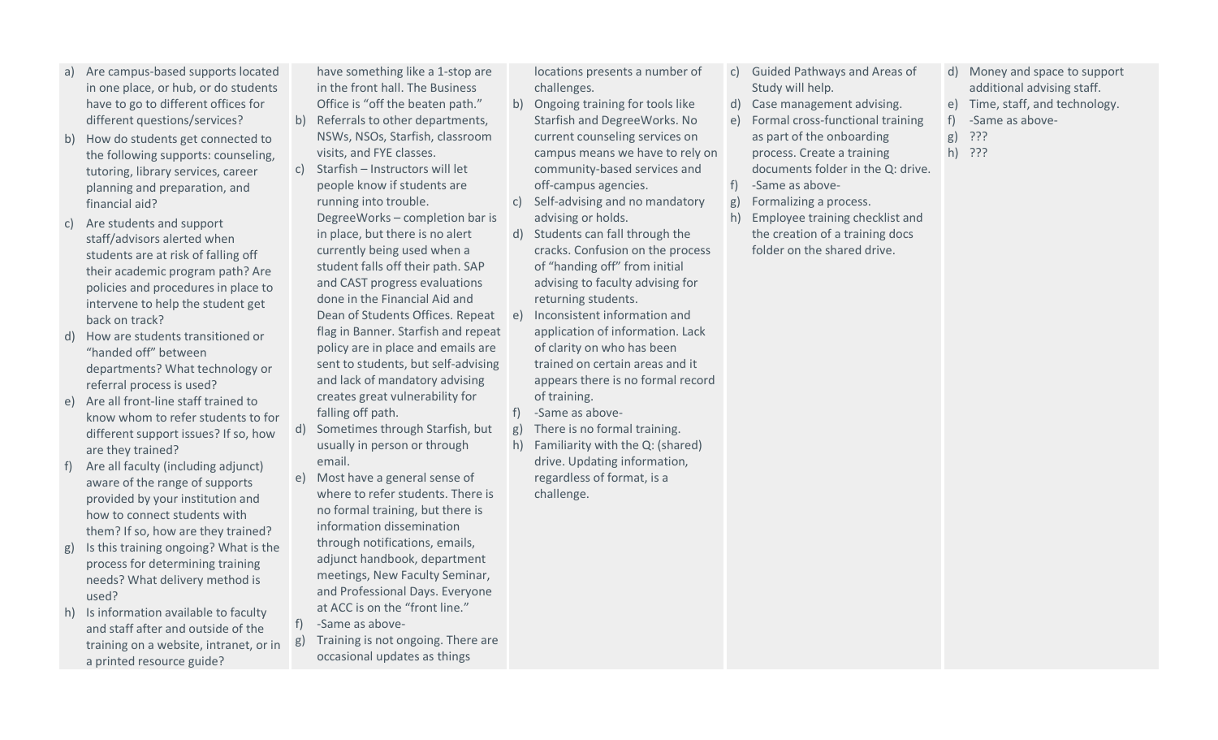| | | | | |
|---|---|---|---|---|
| a) Are campus-based supports located in one place, or hub, or do students have to go to different offices for different questions/services?<br>b) How do students get connected to the following supports: counseling, tutoring, library services, career planning and preparation, and financial aid?<br>c) Are students and support staff/advisors alerted when students are at risk of falling off their academic program path? Are policies and procedures in place to intervene to help the student get back on track?<br>d) How are students transitioned or "handed off" between departments? What technology or referral process is used?<br>e) Are all front-line staff trained to know whom to refer students to for different support issues? If so, how are they trained?<br>f) Are all faculty (including adjunct) aware of the range of supports provided by your institution and how to connect students with them? If so, how are they trained?<br>g) Is this training ongoing? What is the process for determining training needs? What delivery method is used?<br>h) Is information available to faculty and staff after and outside of the training on a website, intranet, or in a printed resource guide? | have something like a 1-stop are in the front hall. The Business Office is "off the beaten path."<br>b) Referrals to other departments, NSWs, NSOs, Starfish, classroom visits, and FYE classes.<br>c) Starfish – Instructors will let people know if students are running into trouble. DegreeWorks – completion bar is in place, but there is no alert currently being used when a student falls off their path. SAP and CAST progress evaluations done in the Financial Aid and Dean of Students Offices. Repeat flag in Banner. Starfish and repeat policy are in place and emails are sent to students, but self-advising and lack of mandatory advising creates great vulnerability for falling off path.<br>d) Sometimes through Starfish, but usually in person or through email.<br>e) Most have a general sense of where to refer students. There is no formal training, but there is information dissemination through notifications, emails, adjunct handbook, department meetings, New Faculty Seminar, and Professional Days. Everyone at ACC is on the "front line."<br>f) -Same as above-<br>g) Training is not ongoing. There are occasional updates as things | locations presents a number of challenges.<br>b) Ongoing training for tools like Starfish and DegreeWorks. No current counseling services on campus means we have to rely on community-based services and off-campus agencies.<br>c) Self-advising and no mandatory advising or holds.<br>d) Students can fall through the cracks. Confusion on the process of "handing off" from initial advising to faculty advising for returning students.<br>e) Inconsistent information and application of information. Lack of clarity on who has been trained on certain areas and it appears there is no formal record of training.<br>f) -Same as above-<br>g) There is no formal training.<br>h) Familiarity with the Q: (shared) drive. Updating information, regardless of format, is a challenge. | c) Guided Pathways and Areas of Study will help.<br>d) Case management advising.<br>e) Formal cross-functional training as part of the onboarding process. Create a training documents folder in the Q: drive.<br>f) -Same as above-<br>g) Formalizing a process.<br>h) Employee training checklist and the creation of a training docs folder on the shared drive. | d) Money and space to support additional advising staff.<br>e) Time, staff, and technology.<br>f) -Same as above-<br>g) ???<br>h) ??? |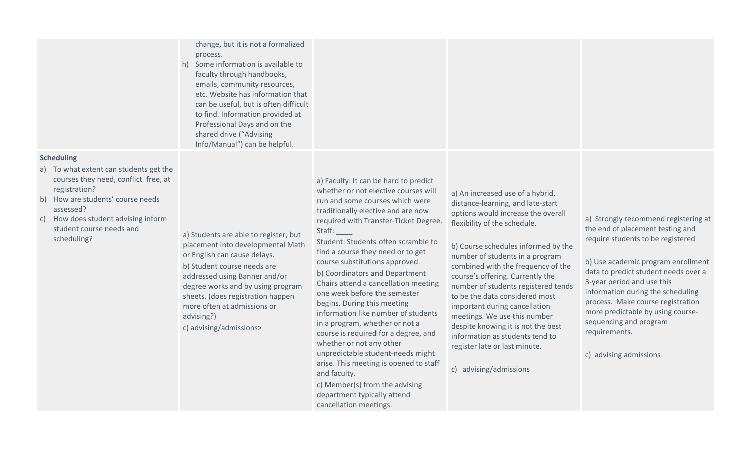| | | | | |
|---|---|---|---|---|
| | change, but it is not a formalized process.<br>h) Some information is available to faculty through handbooks, emails, community resources, etc. Website has information that can be useful, but is often difficult to find. Information provided at Professional Days and on the shared drive ("Advising Info/Manual") can be helpful. | | | |
| **Scheduling**<br>a) To what extent can students get the courses they need, conflict free, at registration?<br>b) How are students' course needs assessed?<br>c) How does student advising inform student course needs and scheduling? | a) Students are able to register, but placement into developmental Math or English can cause delays.<br>b) Student course needs are addressed using Banner and/or degree works and by using program sheets. (does registration happen more often at admissions or advising?)<br>c) advising/admissions> | a) Faculty: It can be hard to predict whether or not elective courses will run and some courses which were traditionally elective and are now required with Transfer-Ticket Degree.<br>Staff: ____<br>Student: Students often scramble to find a course they need or to get course substitutions approved.<br>b) Coordinators and Department Chairs attend a cancellation meeting one week before the semester begins. During this meeting information like number of students in a program, whether or not a course is required for a degree, and whether or not any other unpredictable student-needs might arise. This meeting is opened to staff and faculty.<br>c) Member(s) from the advising department typically attend cancellation meetings. | a) An increased use of a hybrid, distance-learning, and late-start options would increase the overall flexibility of the schedule.<br><br>b) Course schedules informed by the number of students in a program combined with the frequency of the course's offering. Currently the number of students registered tends to be the data considered most important during cancellation meetings. We use this number despite knowing it is not the best information as students tend to register late or last minute.<br><br>c) advising/admissions | a) Strongly recommend registering at the end of placement testing and require students to be registered<br><br>b) Use academic program enrollment data to predict student needs over a 3-year period and use this information during the scheduling process. Make course registration more predictable by using course-sequencing and program requirements.<br><br>c) advising admissions |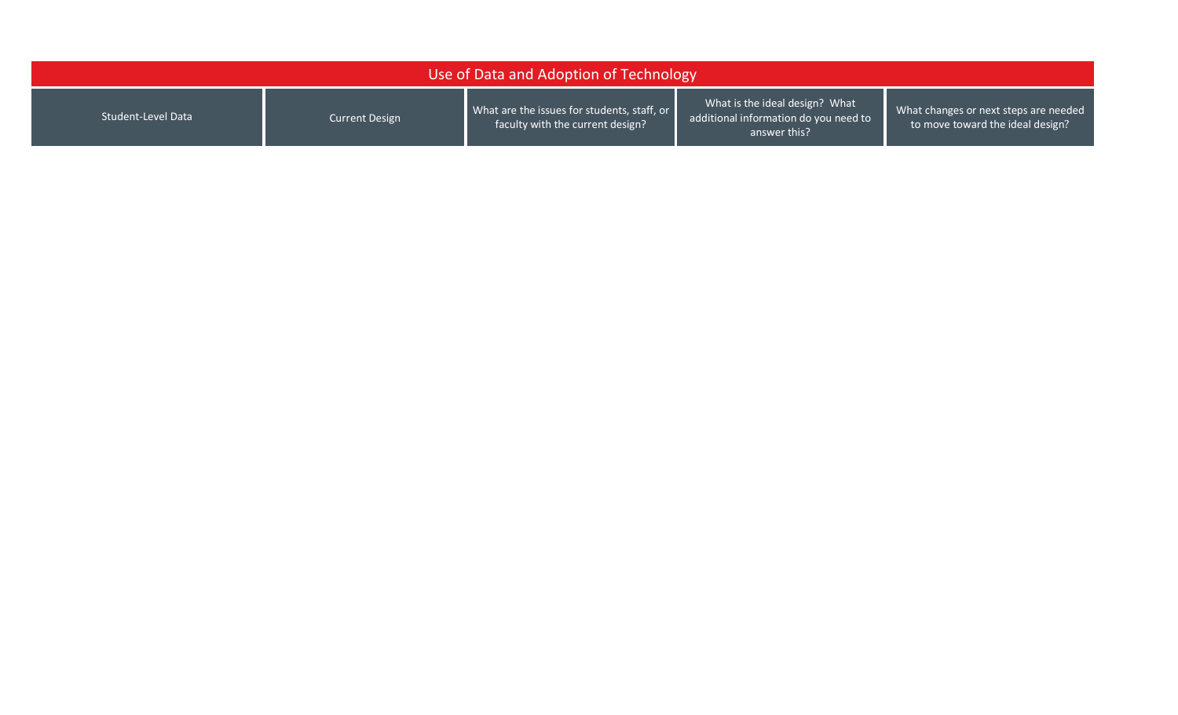| Use of Data and Adoption of Technology | | | | |
|---|---|---|---|---|
| Student-Level Data | Current Design | What are the issues for students, staff, or faculty with the current design? | What is the ideal design? What additional information do you need to answer this? | What changes or next steps are needed to move toward the ideal design? |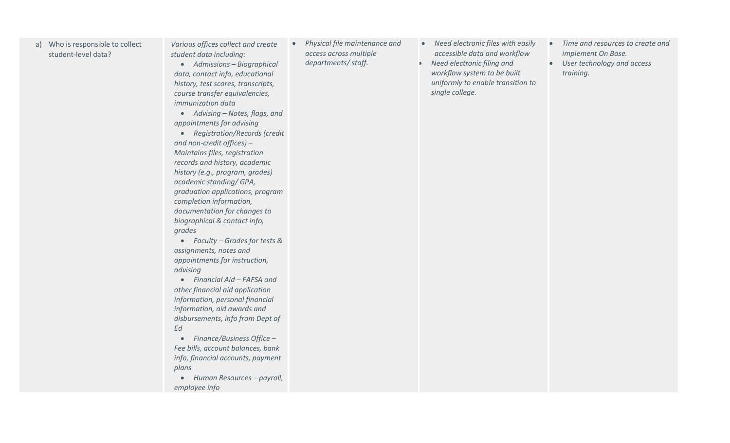| | | | | |
|---|---|---|---|---|
| a) Who is responsible to collect student-level data? | *Various offices collect and create student data including:*<br>• *Admissions – Biographical data, contact info, educational history, test scores, transcripts, course transfer equivalencies, immunization data*<br>• *Advising – Notes, flags, and appointments for advising*<br>• *Registration/Records (credit and non-credit offices) – Maintains files, registration records and history, academic history (e.g., program, grades) academic standing/ GPA, graduation applications, program completion information, documentation for changes to biographical & contact info, grades*<br>• *Faculty – Grades for tests & assignments, notes and appointments for instruction, advising*<br>• *Financial Aid – FAFSA and other financial aid application information, personal financial information, aid awards and disbursements, info from Dept of Ed*<br>• *Finance/Business Office – Fee bills, account balances, bank info, financial accounts, payment plans*<br>• *Human Resources – payroll, employee info* | • *Physical file maintenance and access across multiple departments/ staff.* | • *Need electronic files with easily accessible data and workflow*<br>• *Need electronic filing and workflow system to be built uniformly to enable transition to single college.* | • *Time and resources to create and implement On Base.*<br>• *User technology and access training.* |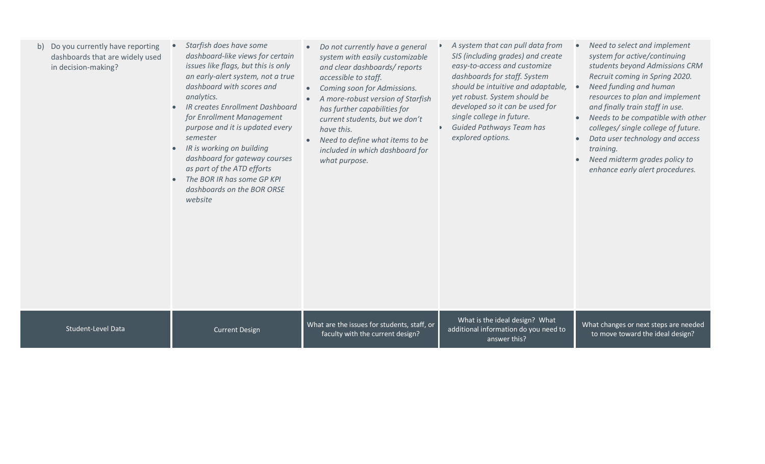| Student-Level Data | Current Design | What are the issues for students, staff, or faculty with the current design? | What is the ideal design? What additional information do you need to answer this? | What changes or next steps are needed to move toward the ideal design? |
|---|---|---|---|---|
| b) Do you currently have reporting dashboards that are widely used in decision-making? | • *Starfish does have some dashboard-like views for certain issues like flags, but this is only an early-alert system, not a true dashboard with scores and analytics.*<br>• *IR creates Enrollment Dashboard for Enrollment Management purpose and it is updated every semester*<br>• *IR is working on building dashboard for gateway courses as part of the ATD efforts*<br>• *The BOR IR has some GP KPI dashboards on the BOR ORSE website* | • *Do not currently have a general system with easily customizable and clear dashboards/ reports accessible to staff.*<br>• *Coming soon for Admissions.*<br>• *A more-robust version of Starfish has further capabilities for current students, but we don't have this.*<br>• *Need to define what items to be included in which dashboard for what purpose.* | • *A system that can pull data from SIS (including grades) and create easy-to-access and customize dashboards for staff. System should be intuitive and adaptable, yet robust. System should be developed so it can be used for single college in future.*<br>• *Guided Pathways Team has explored options.* | • *Need to select and implement system for active/continuing students beyond Admissions CRM Recruit coming in Spring 2020.*<br>• *Need funding and human resources to plan and implement and finally train staff in use.*<br>• *Needs to be compatible with other colleges/ single college of future.*<br>• *Data user technology and access training.*<br>• *Need midterm grades policy to enhance early alert procedures.* |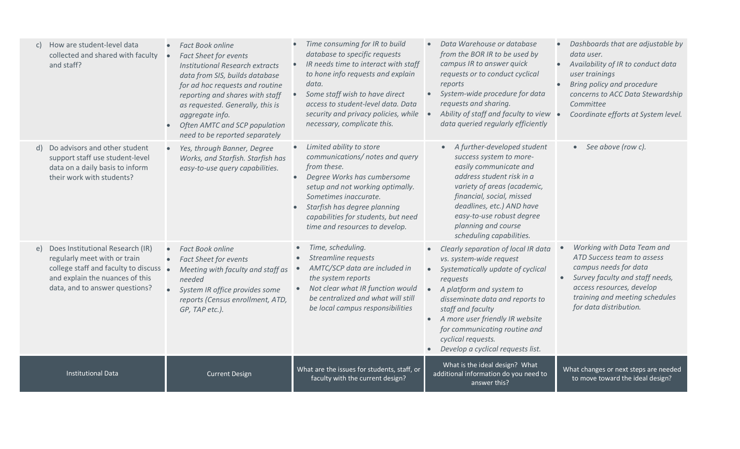| Institutional Data | Current Design | What are the issues for students, staff, or faculty with the current design? | What is the ideal design? What additional information do you need to answer this? | What changes or next steps are needed to move toward the ideal design? |
|---|---|---|---|---|
| c) How are student-level data collected and shared with faculty and staff? | • *Fact Book online*<br>• *Fact Sheet for events*<br>*Institutional Research extracts data from SIS, builds database for ad hoc requests and routine reporting and shares with staff as requested. Generally, this is aggregate info.*<br>• *Often AMTC and SCP population need to be reported separately* | • *Time consuming for IR to build database to specific requests*<br>• *IR needs time to interact with staff to hone info requests and explain data.*<br>• *Some staff wish to have direct access to student-level data. Data security and privacy policies, while necessary, complicate this.* | • *Data Warehouse or database from the BOR IR to be used by campus IR to answer quick requests or to conduct cyclical reports*<br>• *System-wide procedure for data requests and sharing.*<br>• *Ability of staff and faculty to view data queried regularly efficiently* | • *Dashboards that are adjustable by data user.*<br>• *Availability of IR to conduct data user trainings*<br>• *Bring policy and procedure concerns to ACC Data Stewardship Committee*<br>• *Coordinate efforts at System level.* |
| d) Do advisors and other student support staff use student-level data on a daily basis to inform their work with students? | • *Yes, through Banner, Degree Works, and Starfish. Starfish has easy-to-use query capabilities.* | • *Limited ability to store communications/ notes and query from these.*<br>• *Degree Works has cumbersome setup and not working optimally. Sometimes inaccurate.*<br>• *Starfish has degree planning capabilities for students, but need time and resources to develop.* | • *A further-developed student success system to more-easily communicate and address student risk in a variety of areas (academic, financial, social, missed deadlines, etc.) AND have easy-to-use robust degree planning and course scheduling capabilities.* | • *See above (row c).* |
| e) Does Institutional Research (IR) regularly meet with or train college staff and faculty to discuss and explain the nuances of this data, and to answer questions? | • *Fact Book online*<br>• *Fact Sheet for events*<br>• *Meeting with faculty and staff as needed*<br>• *System IR office provides some reports (Census enrollment, ATD, GP, TAP etc.).* | • *Time, scheduling.*<br>• *Streamline requests*<br>• *AMTC/SCP data are included in the system reports*<br>• *Not clear what IR function would be centralized and what will still be local campus responsibilities* | • *Clearly separation of local IR data vs. system-wide request*<br>• *Systematically update of cyclical requests*<br>• *A platform and system to disseminate data and reports to staff and faculty*<br>• *A more user friendly IR website for communicating routine and cyclical requests.*<br>• *Develop a cyclical requests list.* | • *Working with Data Team and ATD Success team to assess campus needs for data*<br>• *Survey faculty and staff needs, access resources, develop training and meeting schedules for data distribution.* |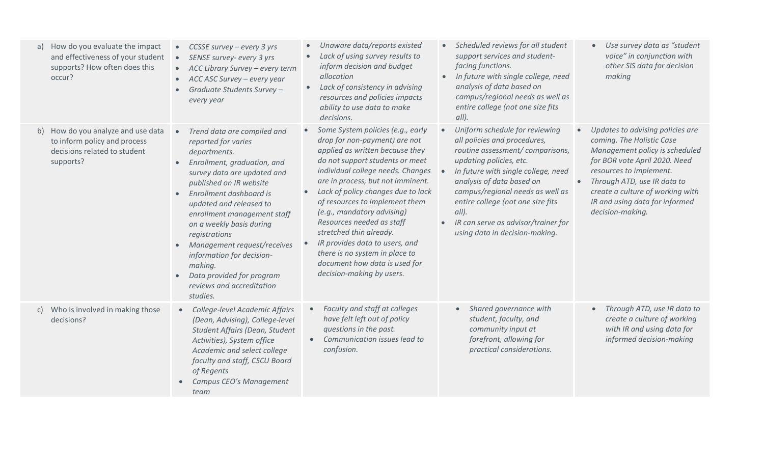| | | | | |
|---|---|---|---|---|
| a) How do you evaluate the impact and effectiveness of your student supports? How often does this occur? | • *CCSSE survey – every 3 yrs*<br>• *SENSE survey- every 3 yrs*<br>• *ACC Library Survey – every term*<br>• *ACC ASC Survey – every year*<br>• *Graduate Students Survey – every year* | • *Unaware data/reports existed*<br>• *Lack of using survey results to inform decision and budget allocation*<br>• *Lack of consistency in advising resources and policies impacts ability to use data to make decisions.* | • *Scheduled reviews for all student support services and student-facing functions.*<br>• *In future with single college, need analysis of data based on campus/regional needs as well as entire college (not one size fits all).* | • *Use survey data as "student voice" in conjunction with other SIS data for decision making* |
| b) How do you analyze and use data to inform policy and process decisions related to student supports? | • *Trend data are compiled and reported for varies departments.*<br>• *Enrollment, graduation, and survey data are updated and published on IR website*<br>• *Enrollment dashboard is updated and released to enrollment management staff on a weekly basis during registrations*<br>• *Management request/receives information for decision-making.*<br>• *Data provided for program reviews and accreditation studies.* | • *Some System policies (e.g., early drop for non-payment) are not applied as written because they do not support students or meet individual college needs. Changes are in process, but not imminent.*<br>• *Lack of policy changes due to lack of resources to implement them (e.g., mandatory advising) Resources needed as staff stretched thin already.*<br>• *IR provides data to users, and there is no system in place to document how data is used for decision-making by users.* | • *Uniform schedule for reviewing all policies and procedures, routine assessment/ comparisons, updating policies, etc.*<br>• *In future with single college, need analysis of data based on campus/regional needs as well as entire college (not one size fits all).*<br>• *IR can serve as advisor/trainer for using data in decision-making.* | • *Updates to advising policies are coming. The Holistic Case Management policy is scheduled for BOR vote April 2020. Need resources to implement.*<br>• *Through ATD, use IR data to create a culture of working with IR and using data for informed decision-making.* |
| c) Who is involved in making those decisions? | • *College-level Academic Affairs (Dean, Advising), College-level Student Affairs (Dean, Student Activities), System office Academic and select college faculty and staff, CSCU Board of Regents*<br>• *Campus CEO's Management team* | • *Faculty and staff at colleges have felt left out of policy questions in the past.*<br>• *Communication issues lead to confusion.* | • *Shared governance with student, faculty, and community input at forefront, allowing for practical considerations.* | • *Through ATD, use IR data to create a culture of working with IR and using data for informed decision-making* |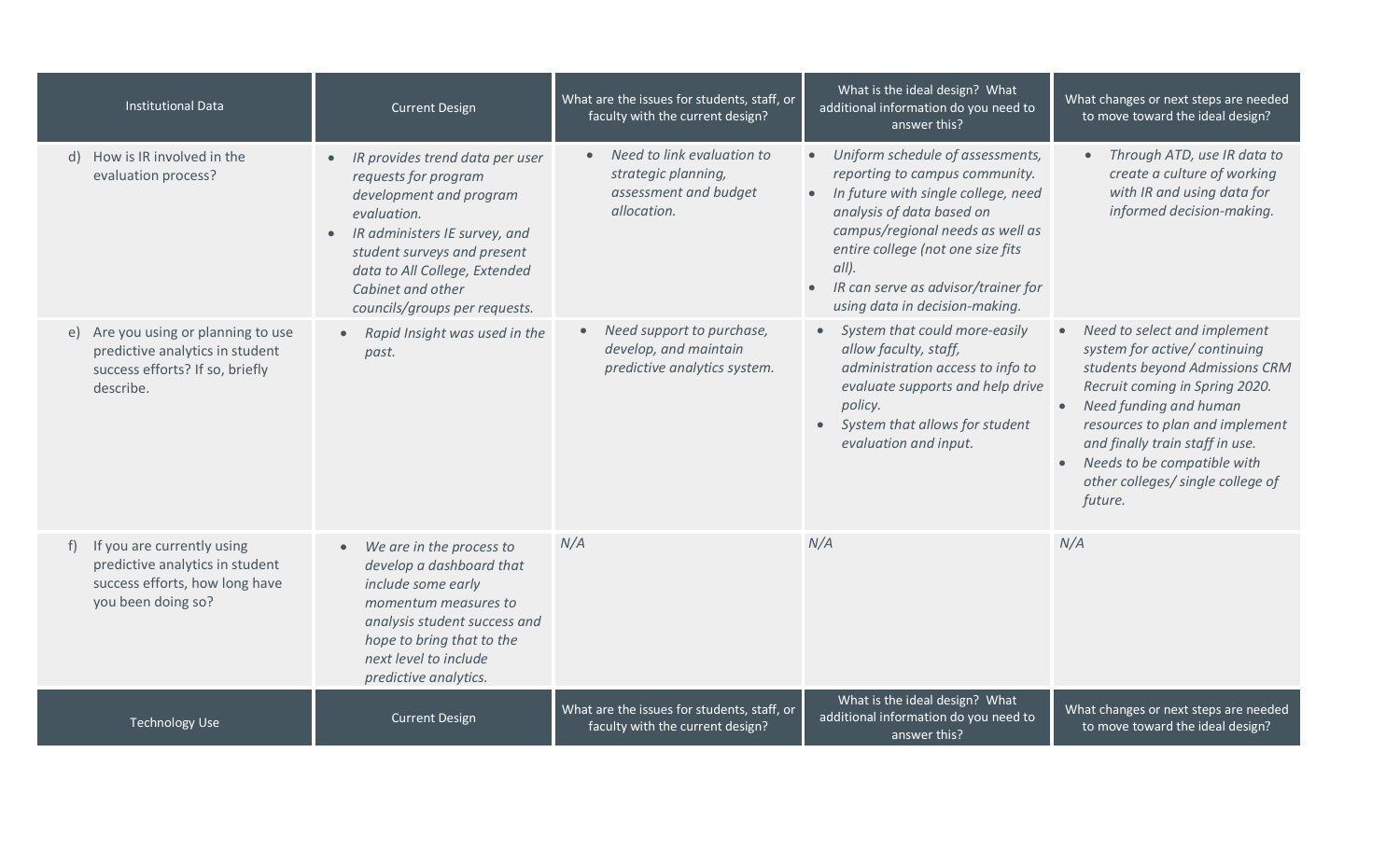| Institutional Data | Current Design | What are the issues for students, staff, or faculty with the current design? | What is the ideal design? What additional information do you need to answer this? | What changes or next steps are needed to move toward the ideal design? |
| --- | --- | --- | --- | --- |
| d) How is IR involved in the evaluation process? | • *IR provides trend data per user requests for program development and program evaluation.*<br>• *IR administers IE survey, and student surveys and present data to All College, Extended Cabinet and other councils/groups per requests.* | • *Need to link evaluation to strategic planning, assessment and budget allocation.* | • *Uniform schedule of assessments, reporting to campus community.*<br>• *In future with single college, need analysis of data based on campus/regional needs as well as entire college (not one size fits all).*<br>• *IR can serve as advisor/trainer for using data in decision-making.* | • *Through ATD, use IR data to create a culture of working with IR and using data for informed decision-making.* |
| e) Are you using or planning to use predictive analytics in student success efforts? If so, briefly describe. | • *Rapid Insight was used in the past.* | • *Need support to purchase, develop, and maintain predictive analytics system.* | • *System that could more-easily allow faculty, staff, administration access to info to evaluate supports and help drive policy.*<br>• *System that allows for student evaluation and input.* | • *Need to select and implement system for active/ continuing students beyond Admissions CRM Recruit coming in Spring 2020.*<br>• *Need funding and human resources to plan and implement and finally train staff in use.*<br>• *Needs to be compatible with other colleges/ single college of future.* |
| f) If you are currently using predictive analytics in student success efforts, how long have you been doing so? | • *We are in the process to develop a dashboard that include some early momentum measures to analysis student success and hope to bring that to the next level to include predictive analytics.* | *N/A* | *N/A* | *N/A* |

| Technology Use | Current Design | What are the issues for students, staff, or faculty with the current design? | What is the ideal design? What additional information do you need to answer this? | What changes or next steps are needed to move toward the ideal design? |
| --- | --- | --- | --- | --- |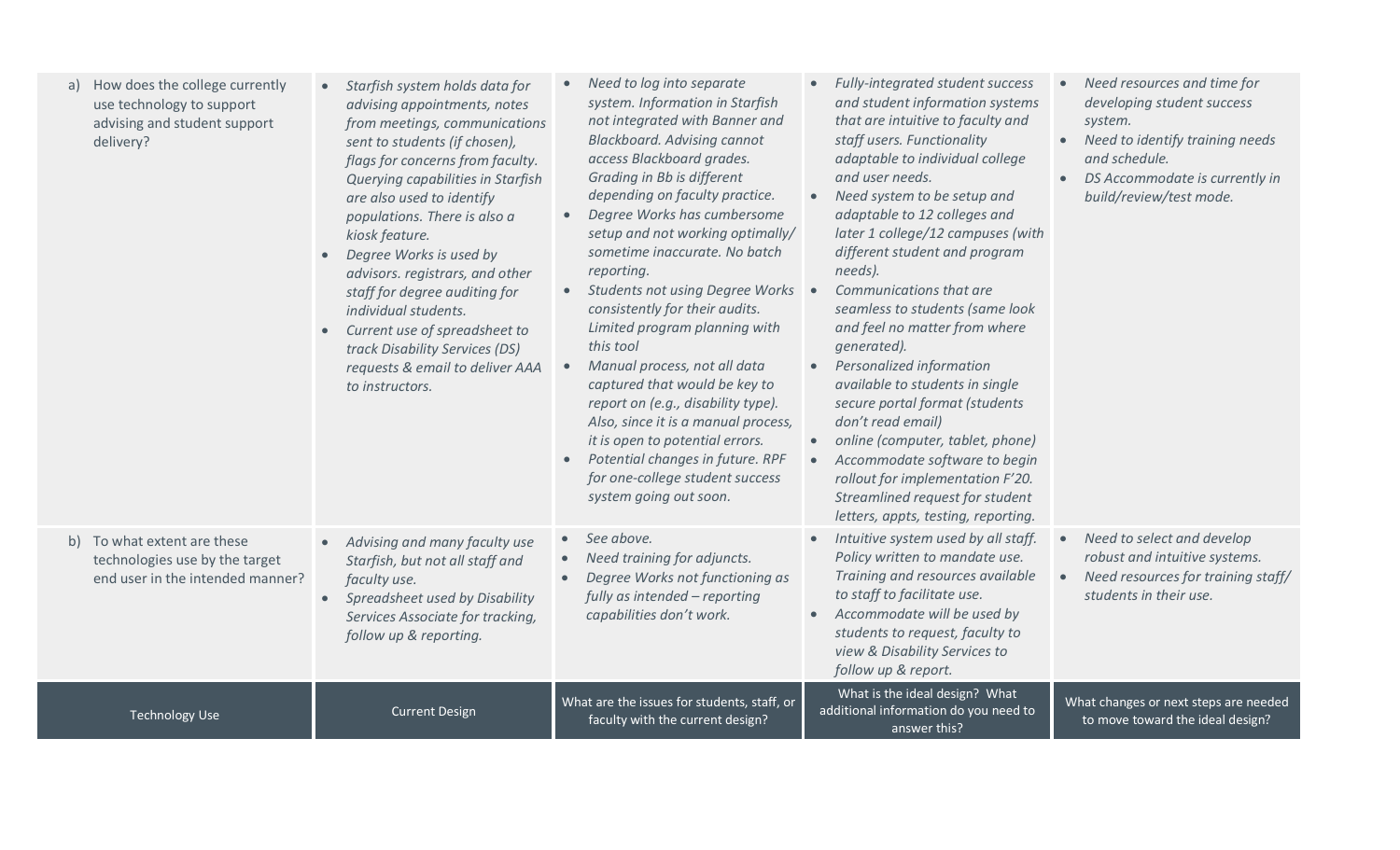| a) How does the college currently use technology to support advising and student support delivery? | • *Starfish system holds data for advising appointments, notes from meetings, communications sent to students (if chosen), flags for concerns from faculty. Querying capabilities in Starfish are also used to identify populations. There is also a kiosk feature.*<br>• *Degree Works is used by advisors. registrars, and other staff for degree auditing for individual students.*<br>• *Current use of spreadsheet to track Disability Services (DS) requests & email to deliver AAA to instructors.* | • *Need to log into separate system. Information in Starfish not integrated with Banner and Blackboard. Advising cannot access Blackboard grades. Grading in Bb is different depending on faculty practice.*<br>• *Degree Works has cumbersome setup and not working optimally/ sometime inaccurate. No batch reporting.*<br>• *Students not using Degree Works consistently for their audits. Limited program planning with this tool*<br>• *Manual process, not all data captured that would be key to report on (e.g., disability type). Also, since it is a manual process, it is open to potential errors.*<br>• *Potential changes in future. RPF for one-college student success system going out soon.* | • *Fully-integrated student success and student information systems that are intuitive to faculty and staff users. Functionality adaptable to individual college and user needs.*<br>• *Need system to be setup and adaptable to 12 colleges and later 1 college/12 campuses (with different student and program needs).*<br>• *Communications that are seamless to students (same look and feel no matter from where generated).*<br>• *Personalized information available to students in single secure portal format (students don't read email)*<br>• *online (computer, tablet, phone)*<br>• *Accommodate software to begin rollout for implementation F'20. Streamlined request for student letters, appts, testing, reporting.* | • *Need resources and time for developing student success system.*<br>• *Need to identify training needs and schedule.*<br>• *DS Accommodate is currently in build/review/test mode.* |
|---|---|---|---|---|
| b) To what extent are these technologies use by the target end user in the intended manner? | • *Advising and many faculty use Starfish, but not all staff and faculty use.*<br>• *Spreadsheet used by Disability Services Associate for tracking, follow up & reporting.* | • *See above.*<br>• *Need training for adjuncts.*<br>• *Degree Works not functioning as fully as intended – reporting capabilities don't work.* | • *Intuitive system used by all staff. Policy written to mandate use. Training and resources available to staff to facilitate use.*<br>• *Accommodate will be used by students to request, faculty to view & Disability Services to follow up & report.* | • *Need to select and develop robust and intuitive systems.*<br>• *Need resources for training staff/ students in their use.* |
| Technology Use | Current Design | What are the issues for students, staff, or faculty with the current design? | What is the ideal design? What additional information do you need to answer this? | What changes or next steps are needed to move toward the ideal design? |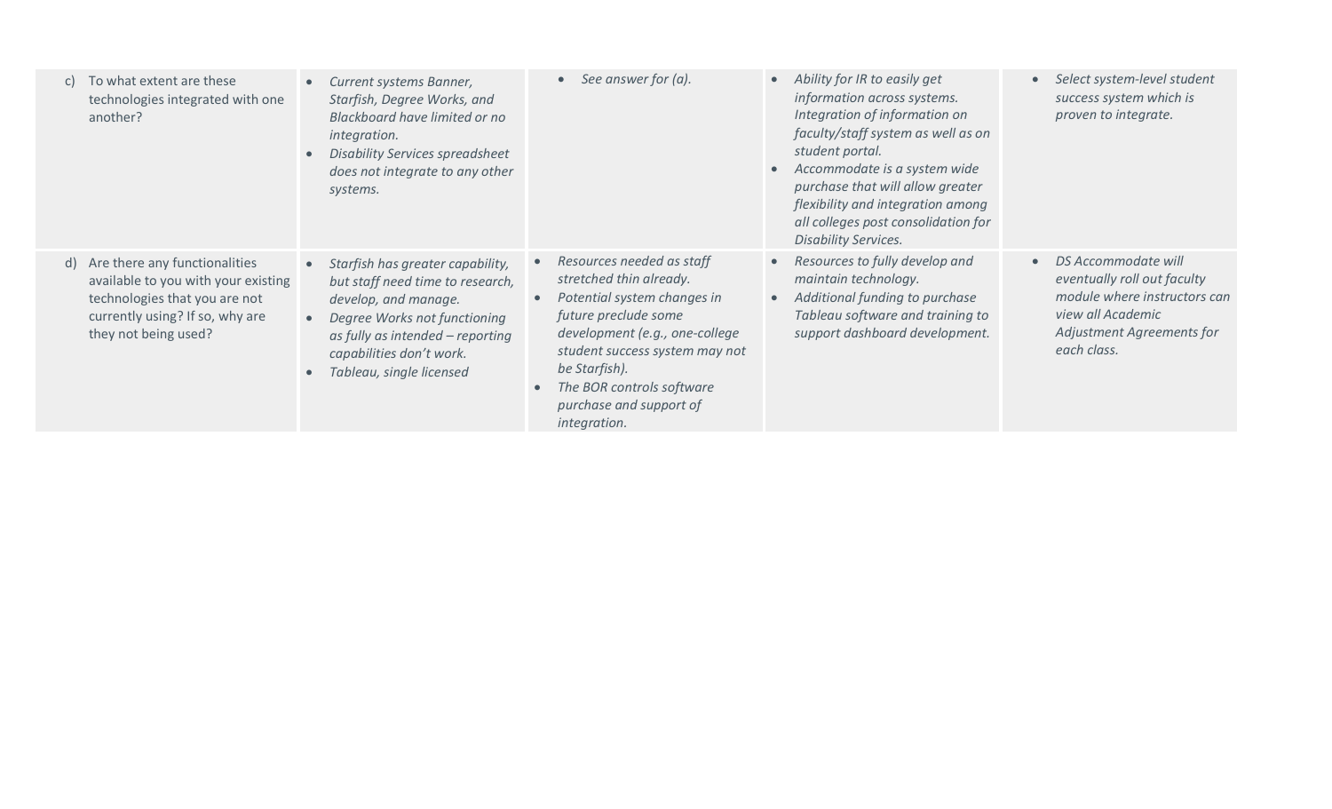| | | | | |
|---|---|---|---|---|
| c) To what extent are these technologies integrated with one another? | • *Current systems Banner, Starfish, Degree Works, and Blackboard have limited or no integration.*<br>• *Disability Services spreadsheet does not integrate to any other systems.* | • *See answer for (a).* | • *Ability for IR to easily get information across systems. Integration of information on faculty/staff system as well as on student portal.*<br>• *Accommodate is a system wide purchase that will allow greater flexibility and integration among all colleges post consolidation for Disability Services.* | • *Select system-level student success system which is proven to integrate.* |
| d) Are there any functionalities available to you with your existing technologies that you are not currently using? If so, why are they not being used? | • *Starfish has greater capability, but staff need time to research, develop, and manage.*<br>• *Degree Works not functioning as fully as intended – reporting capabilities don't work.*<br>• *Tableau, single licensed* | • *Resources needed as staff stretched thin already.*<br>• *Potential system changes in future preclude some development (e.g., one-college student success system may not be Starfish).*<br>• *The BOR controls software purchase and support of integration.* | • *Resources to fully develop and maintain technology.*<br>• *Additional funding to purchase Tableau software and training to support dashboard development.* | • *DS Accommodate will eventually roll out faculty module where instructors can view all Academic Adjustment Agreements for each class.* |